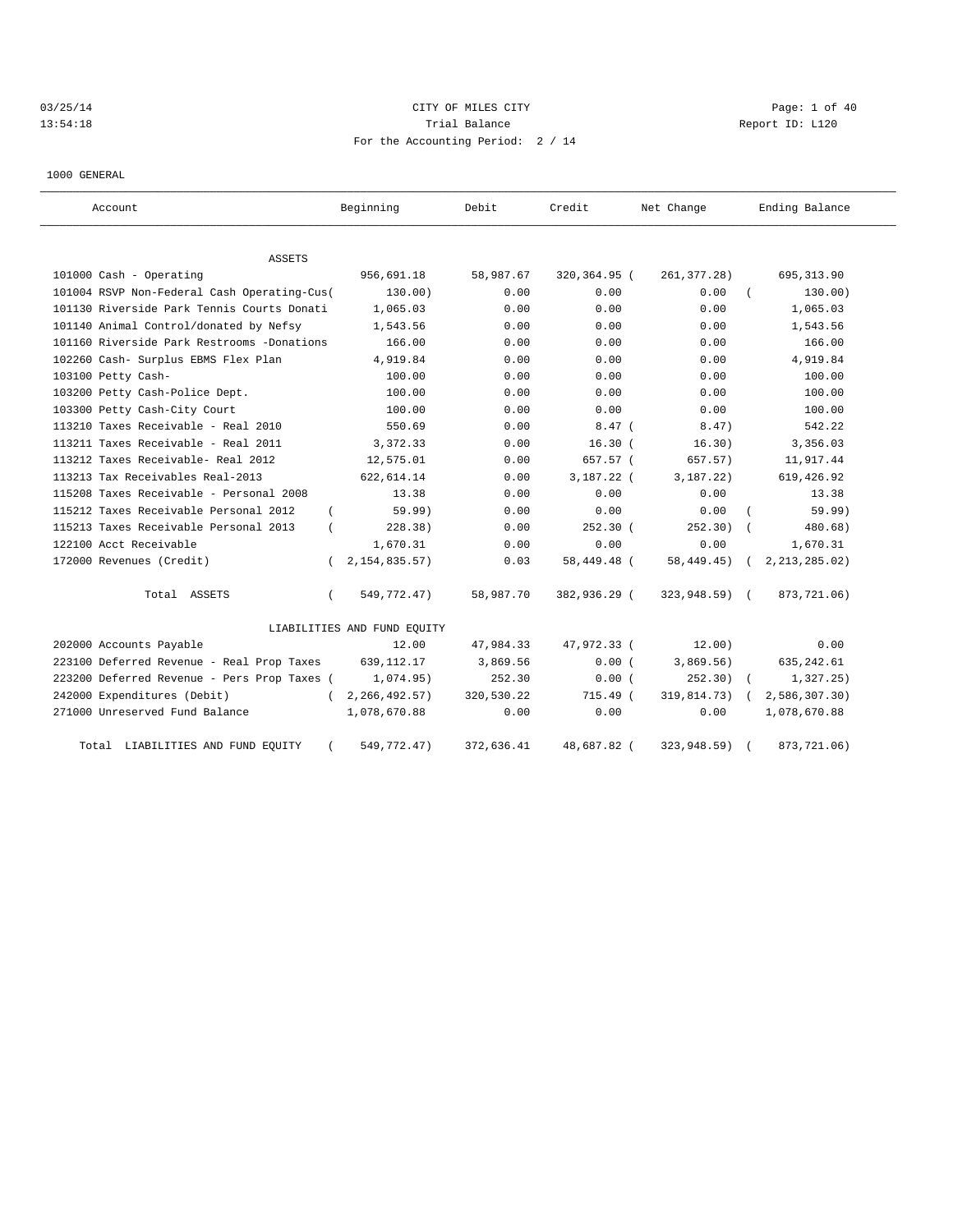CITY OF MILES CITY

Trial Balance

For the Accounting Period: 2 / 14

03/25/14 13:54:18 Report ID: L120

1000 GENERAL

| Account | Beginning | Debit | Credit | Net Change | Ending Balance |
|---|---|---|---|---|---|
| **ASSETS** | | | | | |
| 101000 Cash - Operating | 956,691.18 | 58,987.67 | 320,364.95 | ( 261,377.28) | 695,313.90 |
| 101004 RSVP Non-Federal Cash Operating-Cus | ( 130.00) | 0.00 | 0.00 | 0.00 | ( 130.00) |
| 101130 Riverside Park Tennis Courts Donati | 1,065.03 | 0.00 | 0.00 | 0.00 | 1,065.03 |
| 101140 Animal Control/donated by Nefsy | 1,543.56 | 0.00 | 0.00 | 0.00 | 1,543.56 |
| 101160 Riverside Park Restrooms -Donations | 166.00 | 0.00 | 0.00 | 0.00 | 166.00 |
| 102260 Cash- Surplus EBMS Flex Plan | 4,919.84 | 0.00 | 0.00 | 0.00 | 4,919.84 |
| 103100 Petty Cash- | 100.00 | 0.00 | 0.00 | 0.00 | 100.00 |
| 103200 Petty Cash-Police Dept. | 100.00 | 0.00 | 0.00 | 0.00 | 100.00 |
| 103300 Petty Cash-City Court | 100.00 | 0.00 | 0.00 | 0.00 | 100.00 |
| 113210 Taxes Receivable - Real 2010 | 550.69 | 0.00 | 8.47 | ( 8.47) | 542.22 |
| 113211 Taxes Receivable - Real 2011 | 3,372.33 | 0.00 | 16.30 | ( 16.30) | 3,356.03 |
| 113212 Taxes Receivable- Real 2012 | 12,575.01 | 0.00 | 657.57 | ( 657.57) | 11,917.44 |
| 113213 Tax Receivables Real-2013 | 622,614.14 | 0.00 | 3,187.22 | ( 3,187.22) | 619,426.92 |
| 115208 Taxes Receivable - Personal 2008 | 13.38 | 0.00 | 0.00 | 0.00 | 13.38 |
| 115212 Taxes Receivable Personal 2012 | ( 59.99) | 0.00 | 0.00 | 0.00 | ( 59.99) |
| 115213 Taxes Receivable Personal 2013 | ( 228.38) | 0.00 | 252.30 | ( 252.30) | ( 480.68) |
| 122100 Acct Receivable | 1,670.31 | 0.00 | 0.00 | 0.00 | 1,670.31 |
| 172000 Revenues (Credit) | ( 2,154,835.57) | 0.03 | 58,449.48 | ( 58,449.45) | ( 2,213,285.02) |
| Total ASSETS | ( 549,772.47) | 58,987.70 | 382,936.29 | ( 323,948.59) | ( 873,721.06) |
| **LIABILITIES AND FUND EQUITY** | | | | | |
| 202000 Accounts Payable | 12.00 | 47,984.33 | 47,972.33 | ( 12.00) | 0.00 |
| 223100 Deferred Revenue - Real Prop Taxes | 639,112.17 | 3,869.56 | 0.00 | ( 3,869.56) | 635,242.61 |
| 223200 Deferred Revenue - Pers Prop Taxes | ( 1,074.95) | 252.30 | 0.00 | ( 252.30) | ( 1,327.25) |
| 242000 Expenditures (Debit) | ( 2,266,492.57) | 320,530.22 | 715.49 | ( 319,814.73) | ( 2,586,307.30) |
| 271000 Unreserved Fund Balance | 1,078,670.88 | 0.00 | 0.00 | 0.00 | 1,078,670.88 |
| Total LIABILITIES AND FUND EQUITY | ( 549,772.47) | 372,636.41 | 48,687.82 | ( 323,948.59) | ( 873,721.06) |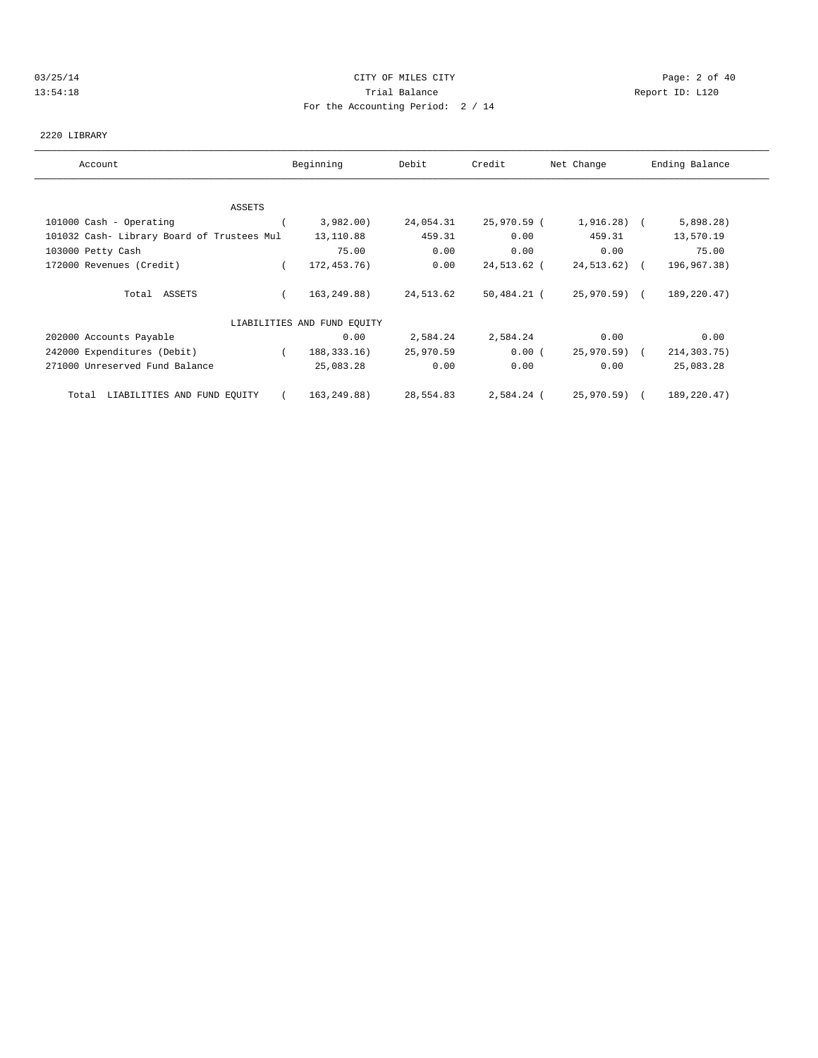CITY OF MILES CITY
Trial Balance
For the Accounting Period: 2 / 14

03/25/14
13:54:18

Report ID: L120

2220 LIBRARY

| Account | Beginning | Debit | Credit | Net Change | Ending Balance |
|---|---|---|---|---|---|
| ASSETS | | | | | |
| 101000 Cash - Operating | ( 3,982.00) | 24,054.31 | 25,970.59 | ( 1,916.28) | ( 5,898.28) |
| 101032 Cash- Library Board of Trustees Mul | 13,110.88 | 459.31 | 0.00 | 459.31 | 13,570.19 |
| 103000 Petty Cash | 75.00 | 0.00 | 0.00 | 0.00 | 75.00 |
| 172000 Revenues (Credit) | ( 172,453.76) | 0.00 | 24,513.62 | ( 24,513.62) | ( 196,967.38) |
| Total ASSETS | ( 163,249.88) | 24,513.62 | 50,484.21 | ( 25,970.59) | ( 189,220.47) |
| LIABILITIES AND FUND EQUITY | | | | | |
| 202000 Accounts Payable | 0.00 | 2,584.24 | 2,584.24 | 0.00 | 0.00 |
| 242000 Expenditures (Debit) | ( 188,333.16) | 25,970.59 | 0.00 | ( 25,970.59) | ( 214,303.75) |
| 271000 Unreserved Fund Balance | 25,083.28 | 0.00 | 0.00 | 0.00 | 25,083.28 |
| Total LIABILITIES AND FUND EQUITY | ( 163,249.88) | 28,554.83 | 2,584.24 | ( 25,970.59) | ( 189,220.47) |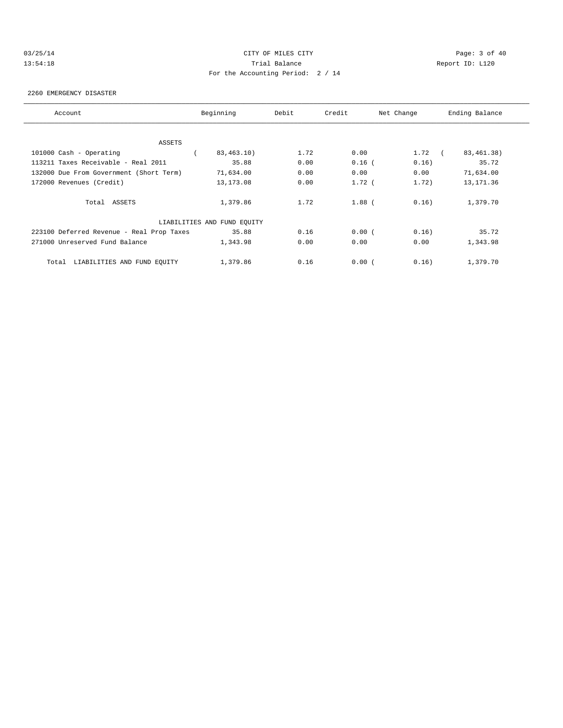CITY OF MILES CITY

Trial Balance

For the Accounting Period: 2 / 14

03/25/14 13:54:18 — Report ID: L120

2260 EMERGENCY DISASTER

| Account | Beginning | Debit | Credit | Net Change | Ending Balance |
|---|---|---|---|---|---|
| ASSETS | | | | | |
| 101000 Cash - Operating | ( 83,463.10) | 1.72 | 0.00 | 1.72 | ( 83,461.38) |
| 113211 Taxes Receivable - Real 2011 | 35.88 | 0.00 | 0.16 | ( 0.16) | 35.72 |
| 132000 Due From Government (Short Term) | 71,634.00 | 0.00 | 0.00 | 0.00 | 71,634.00 |
| 172000 Revenues (Credit) | 13,173.08 | 0.00 | 1.72 | ( 1.72) | 13,171.36 |
| Total ASSETS | 1,379.86 | 1.72 | 1.88 | ( 0.16) | 1,379.70 |
| LIABILITIES AND FUND EQUITY | | | | | |
| 223100 Deferred Revenue - Real Prop Taxes | 35.88 | 0.16 | 0.00 | ( 0.16) | 35.72 |
| 271000 Unreserved Fund Balance | 1,343.98 | 0.00 | 0.00 | 0.00 | 1,343.98 |
| Total LIABILITIES AND FUND EQUITY | 1,379.86 | 0.16 | 0.00 | ( 0.16) | 1,379.70 |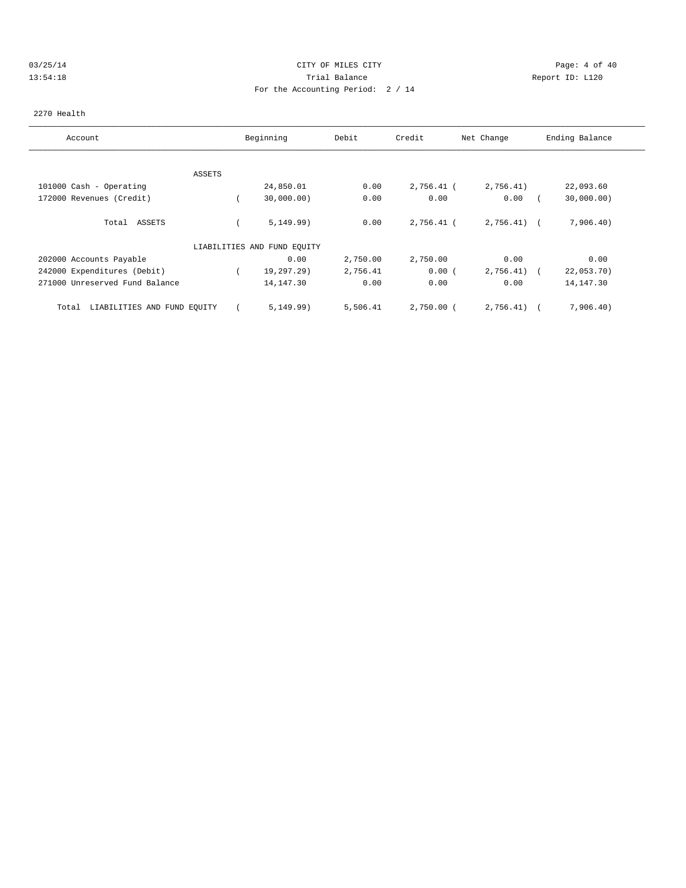CITY OF MILES CITY

Trial Balance

For the Accounting Period: 2 / 14

2270 Health

| Account | Beginning | Debit | Credit | Net Change | Ending Balance |
|---|---|---|---|---|---|
| ASSETS | | | | | |
| 101000 Cash - Operating | 24,850.01 | 0.00 | 2,756.41 | (2,756.41) | 22,093.60 |
| 172000 Revenues (Credit) | (30,000.00) | 0.00 | 0.00 | 0.00 | (30,000.00) |
| Total ASSETS | (5,149.99) | 0.00 | 2,756.41 | (2,756.41) | (7,906.40) |
| LIABILITIES AND FUND EQUITY | | | | | |
| 202000 Accounts Payable | 0.00 | 2,750.00 | 2,750.00 | 0.00 | 0.00 |
| 242000 Expenditures (Debit) | (19,297.29) | 2,756.41 | 0.00 | (2,756.41) | (22,053.70) |
| 271000 Unreserved Fund Balance | 14,147.30 | 0.00 | 0.00 | 0.00 | 14,147.30 |
| Total LIABILITIES AND FUND EQUITY | (5,149.99) | 5,506.41 | 2,750.00 | (2,756.41) | (7,906.40) |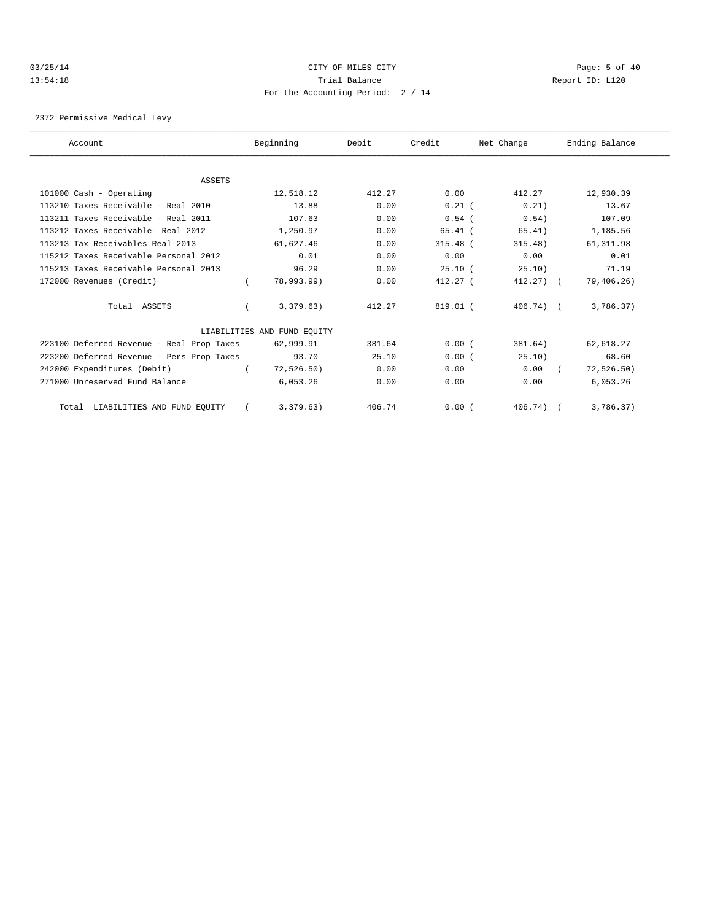CITY OF MILES CITY

Trial Balance

For the Accounting Period: 2 / 14

03/25/14 13:54:18 Report ID: L120

2372 Permissive Medical Levy

| Account | Beginning | Debit | Credit | Net Change | Ending Balance |
|---|---|---|---|---|---|
| ASSETS | | | | | |
| 101000 Cash - Operating | 12,518.12 | 412.27 | 0.00 | 412.27 | 12,930.39 |
| 113210 Taxes Receivable - Real 2010 | 13.88 | 0.00 | 0.21 | ( 0.21) | 13.67 |
| 113211 Taxes Receivable - Real 2011 | 107.63 | 0.00 | 0.54 | ( 0.54) | 107.09 |
| 113212 Taxes Receivable- Real 2012 | 1,250.97 | 0.00 | 65.41 | ( 65.41) | 1,185.56 |
| 113213 Tax Receivables Real-2013 | 61,627.46 | 0.00 | 315.48 | ( 315.48) | 61,311.98 |
| 115212 Taxes Receivable Personal 2012 | 0.01 | 0.00 | 0.00 | 0.00 | 0.01 |
| 115213 Taxes Receivable Personal 2013 | 96.29 | 0.00 | 25.10 | ( 25.10) | 71.19 |
| 172000 Revenues (Credit) | ( 78,993.99) | 0.00 | 412.27 | ( 412.27) | ( 79,406.26) |
| Total ASSETS | ( 3,379.63) | 412.27 | 819.01 | ( 406.74) | ( 3,786.37) |
| LIABILITIES AND FUND EQUITY | | | | | |
| 223100 Deferred Revenue - Real Prop Taxes | 62,999.91 | 381.64 | 0.00 | ( 381.64) | 62,618.27 |
| 223200 Deferred Revenue - Pers Prop Taxes | 93.70 | 25.10 | 0.00 | ( 25.10) | 68.60 |
| 242000 Expenditures (Debit) | ( 72,526.50) | 0.00 | 0.00 | 0.00 | ( 72,526.50) |
| 271000 Unreserved Fund Balance | 6,053.26 | 0.00 | 0.00 | 0.00 | 6,053.26 |
| Total LIABILITIES AND FUND EQUITY | ( 3,379.63) | 406.74 | 0.00 | ( 406.74) | ( 3,786.37) |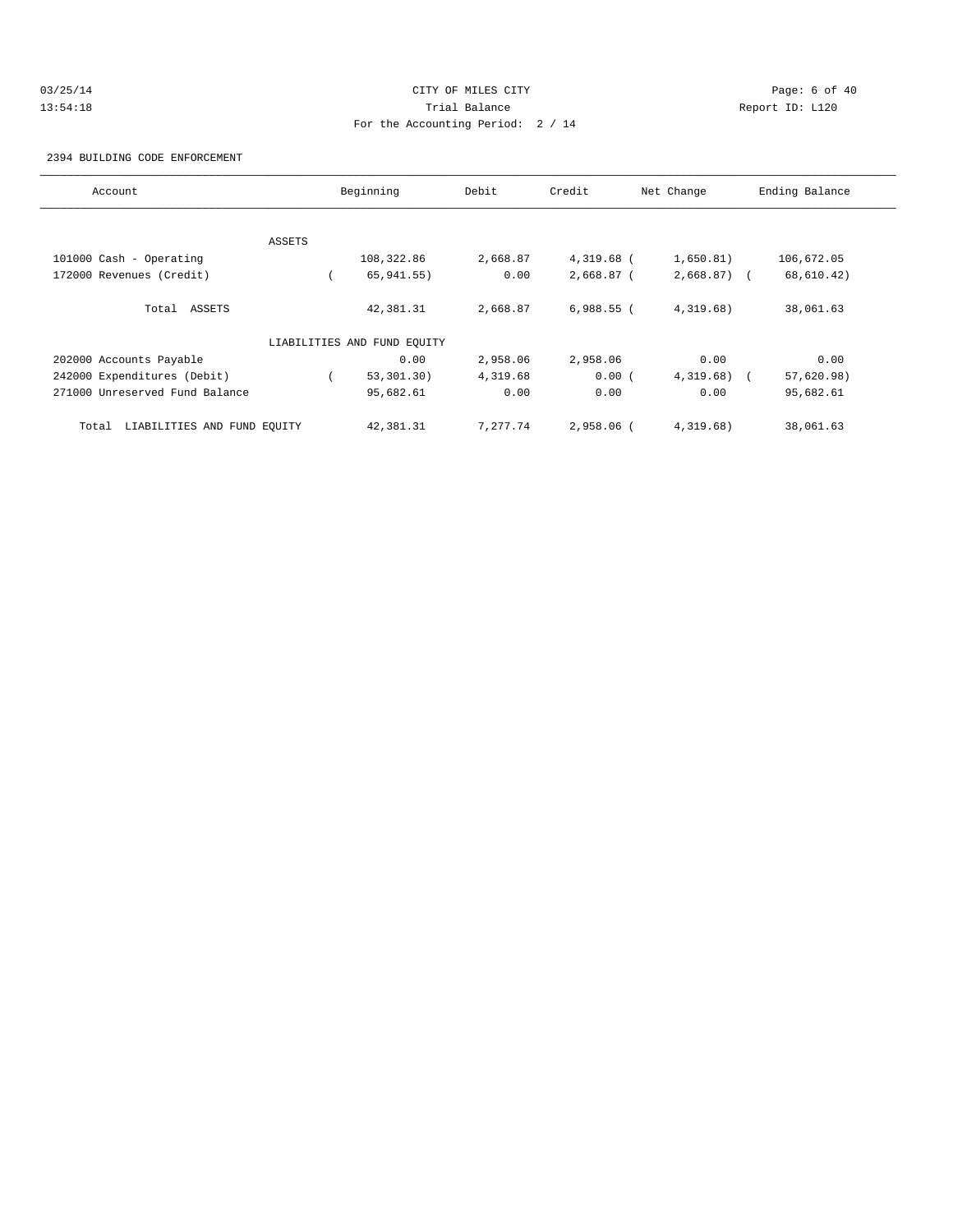CITY OF MILES CITY
Trial Balance
For the Accounting Period: 2 / 14

03/25/14
13:54:18

Report ID: L120

2394 BUILDING CODE ENFORCEMENT

| Account | Beginning | Debit | Credit | Net Change | Ending Balance |
|---|---|---|---|---|---|
| ASSETS | | | | | |
| 101000 Cash - Operating | 108,322.86 | 2,668.87 | 4,319.68 | (1,650.81) | 106,672.05 |
| 172000 Revenues (Credit) | (65,941.55) | 0.00 | 2,668.87 | (2,668.87) | (68,610.42) |
| Total ASSETS | 42,381.31 | 2,668.87 | 6,988.55 | (4,319.68) | 38,061.63 |
| LIABILITIES AND FUND EQUITY | | | | | |
| 202000 Accounts Payable | 0.00 | 2,958.06 | 2,958.06 | 0.00 | 0.00 |
| 242000 Expenditures (Debit) | (53,301.30) | 4,319.68 | 0.00 | (4,319.68) | (57,620.98) |
| 271000 Unreserved Fund Balance | 95,682.61 | 0.00 | 0.00 | 0.00 | 95,682.61 |
| Total LIABILITIES AND FUND EQUITY | 42,381.31 | 7,277.74 | 2,958.06 | (4,319.68) | 38,061.63 |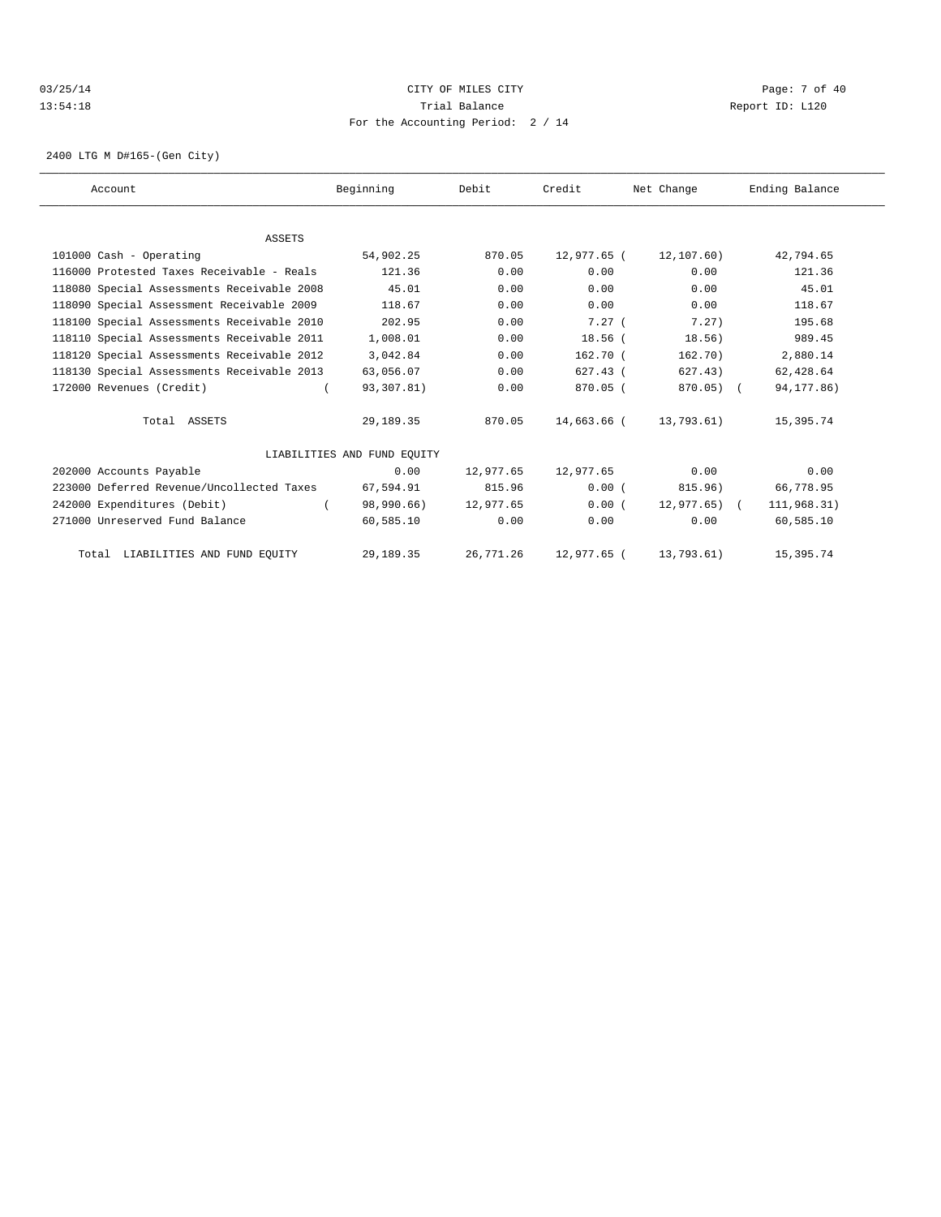03/25/14 CITY OF MILES CITY
13:54:18 Trial Balance Report ID: L120
For the Accounting Period: 2 / 14

2400 LTG M D#165-(Gen City)

| Account | Beginning | Debit | Credit | Net Change | Ending Balance |
|---|---|---|---|---|---|
| ASSETS | | | | | |
| 101000 Cash - Operating | 54,902.25 | 870.05 | 12,977.65 | (12,107.60) | 42,794.65 |
| 116000 Protested Taxes Receivable - Reals | 121.36 | 0.00 | 0.00 | 0.00 | 121.36 |
| 118080 Special Assessments Receivable 2008 | 45.01 | 0.00 | 0.00 | 0.00 | 45.01 |
| 118090 Special Assessment Receivable 2009 | 118.67 | 0.00 | 0.00 | 0.00 | 118.67 |
| 118100 Special Assessments Receivable 2010 | 202.95 | 0.00 | 7.27 | (7.27) | 195.68 |
| 118110 Special Assessments Receivable 2011 | 1,008.01 | 0.00 | 18.56 | (18.56) | 989.45 |
| 118120 Special Assessments Receivable 2012 | 3,042.84 | 0.00 | 162.70 | (162.70) | 2,880.14 |
| 118130 Special Assessments Receivable 2013 | 63,056.07 | 0.00 | 627.43 | (627.43) | 62,428.64 |
| 172000 Revenues (Credit) | (93,307.81) | 0.00 | 870.05 | (870.05) | (94,177.86) |
| Total ASSETS | 29,189.35 | 870.05 | 14,663.66 | (13,793.61) | 15,395.74 |
| LIABILITIES AND FUND EQUITY | | | | | |
| 202000 Accounts Payable | 0.00 | 12,977.65 | 12,977.65 | 0.00 | 0.00 |
| 223000 Deferred Revenue/Uncollected Taxes | 67,594.91 | 815.96 | 0.00 | (815.96) | 66,778.95 |
| 242000 Expenditures (Debit) | (98,990.66) | 12,977.65 | 0.00 | (12,977.65) | (111,968.31) |
| 271000 Unreserved Fund Balance | 60,585.10 | 0.00 | 0.00 | 0.00 | 60,585.10 |
| Total LIABILITIES AND FUND EQUITY | 29,189.35 | 26,771.26 | 12,977.65 | (13,793.61) | 15,395.74 |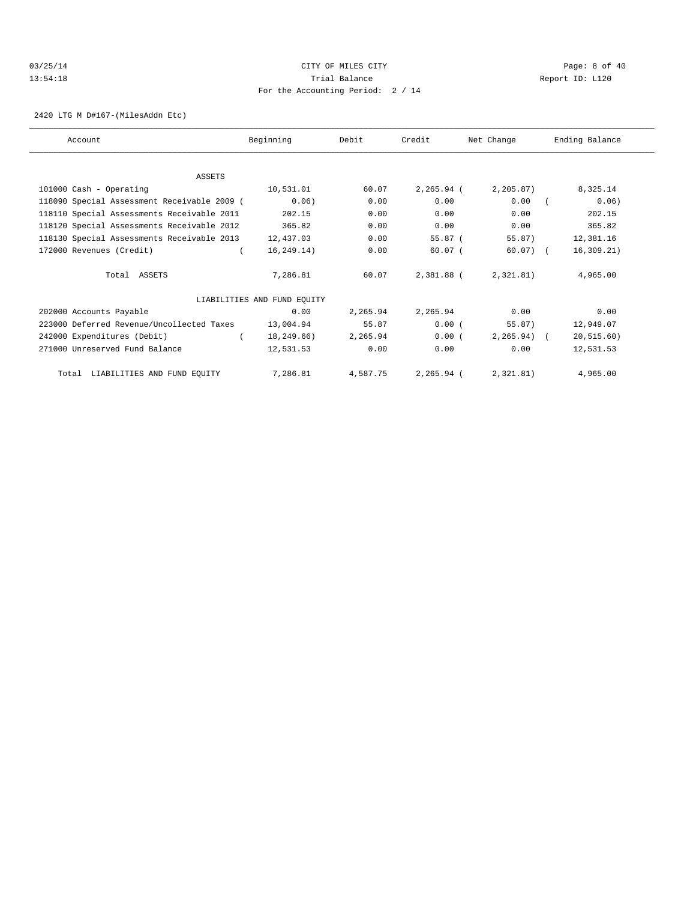CITY OF MILES CITY

Trial Balance

For the Accounting Period: 2 / 14

03/25/14 13:54:18 — Report ID: L120

2420 LTG M D#167-(MilesAddn Etc)

| Account | Beginning | Debit | Credit | Net Change | Ending Balance |
|---|---|---|---|---|---|
| **ASSETS** | | | | | |
| 101000 Cash - Operating | 10,531.01 | 60.07 | 2,265.94 | ( 2,205.87) | 8,325.14 |
| 118090 Special Assessment Receivable 2009 | ( 0.06) | 0.00 | 0.00 | 0.00 | ( 0.06) |
| 118110 Special Assessments Receivable 2011 | 202.15 | 0.00 | 0.00 | 0.00 | 202.15 |
| 118120 Special Assessments Receivable 2012 | 365.82 | 0.00 | 0.00 | 0.00 | 365.82 |
| 118130 Special Assessments Receivable 2013 | 12,437.03 | 0.00 | 55.87 | ( 55.87) | 12,381.16 |
| 172000 Revenues (Credit) | ( 16,249.14) | 0.00 | 60.07 | ( 60.07) | ( 16,309.21) |
| Total ASSETS | 7,286.81 | 60.07 | 2,381.88 | ( 2,321.81) | 4,965.00 |
| **LIABILITIES AND FUND EQUITY** | | | | | |
| 202000 Accounts Payable | 0.00 | 2,265.94 | 2,265.94 | 0.00 | 0.00 |
| 223000 Deferred Revenue/Uncollected Taxes | 13,004.94 | 55.87 | 0.00 | ( 55.87) | 12,949.07 |
| 242000 Expenditures (Debit) | ( 18,249.66) | 2,265.94 | 0.00 | ( 2,265.94) | ( 20,515.60) |
| 271000 Unreserved Fund Balance | 12,531.53 | 0.00 | 0.00 | 0.00 | 12,531.53 |
| Total LIABILITIES AND FUND EQUITY | 7,286.81 | 4,587.75 | 2,265.94 | ( 2,321.81) | 4,965.00 |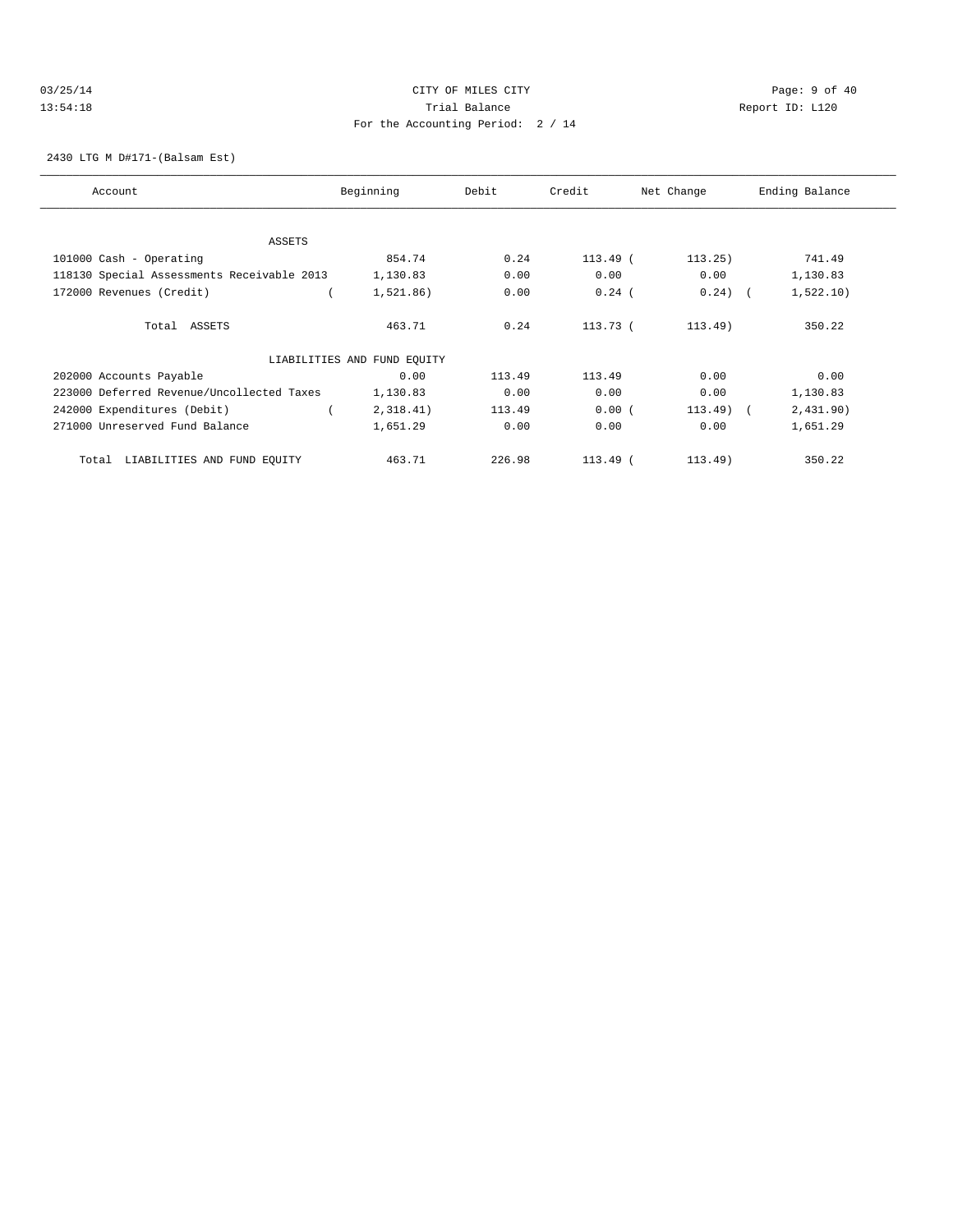CITY OF MILES CITY
Trial Balance
For the Accounting Period: 2 / 14

2430 LTG M D#171-(Balsam Est)

| Account | Beginning | Debit | Credit | Net Change | Ending Balance |
|---|---|---|---|---|---|
| ASSETS | | | | | |
| 101000 Cash - Operating | 854.74 | 0.24 | 113.49 | (113.25) | 741.49 |
| 118130 Special Assessments Receivable 2013 | 1,130.83 | 0.00 | 0.00 | 0.00 | 1,130.83 |
| 172000 Revenues (Credit) | (1,521.86) | 0.00 | 0.24 | (0.24) | (1,522.10) |
| Total ASSETS | 463.71 | 0.24 | 113.73 | (113.49) | 350.22 |
| LIABILITIES AND FUND EQUITY | | | | | |
| 202000 Accounts Payable | 0.00 | 113.49 | 113.49 | 0.00 | 0.00 |
| 223000 Deferred Revenue/Uncollected Taxes | 1,130.83 | 0.00 | 0.00 | 0.00 | 1,130.83 |
| 242000 Expenditures (Debit) | (2,318.41) | 113.49 | 0.00 | (113.49) | (2,431.90) |
| 271000 Unreserved Fund Balance | 1,651.29 | 0.00 | 0.00 | 0.00 | 1,651.29 |
| Total LIABILITIES AND FUND EQUITY | 463.71 | 226.98 | 113.49 | (113.49) | 350.22 |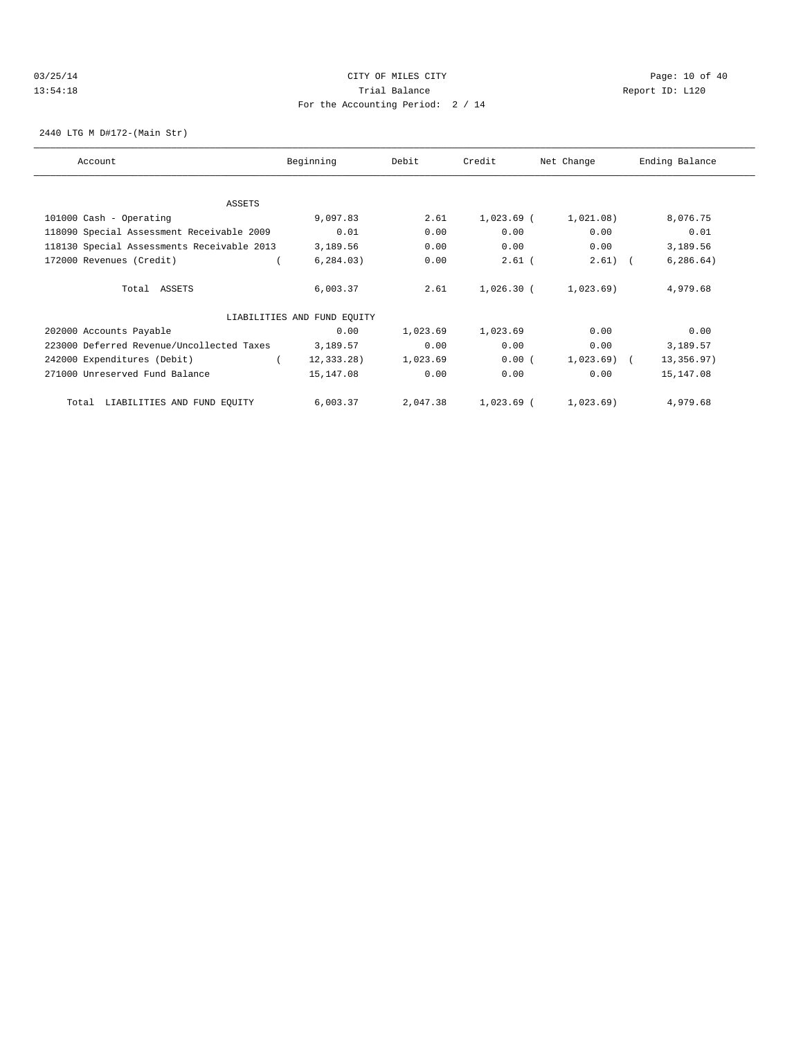CITY OF MILES CITY

Trial Balance

For the Accounting Period: 2 / 14

03/25/14 13:54:18 — Report ID: L120

2440 LTG M D#172-(Main Str)

| Account | Beginning | Debit | Credit | Net Change | Ending Balance |
|---|---|---|---|---|---|
| **ASSETS** | | | | | |
| 101000 Cash - Operating | 9,097.83 | 2.61 | 1,023.69 | (1,021.08) | 8,076.75 |
| 118090 Special Assessment Receivable 2009 | 0.01 | 0.00 | 0.00 | 0.00 | 0.01 |
| 118130 Special Assessments Receivable 2013 | 3,189.56 | 0.00 | 0.00 | 0.00 | 3,189.56 |
| 172000 Revenues (Credit) | (6,284.03) | 0.00 | 2.61 | (2.61) | (6,286.64) |
| Total ASSETS | 6,003.37 | 2.61 | 1,026.30 | (1,023.69) | 4,979.68 |
| **LIABILITIES AND FUND EQUITY** | | | | | |
| 202000 Accounts Payable | 0.00 | 1,023.69 | 1,023.69 | 0.00 | 0.00 |
| 223000 Deferred Revenue/Uncollected Taxes | 3,189.57 | 0.00 | 0.00 | 0.00 | 3,189.57 |
| 242000 Expenditures (Debit) | (12,333.28) | 1,023.69 | 0.00 | (1,023.69) | (13,356.97) |
| 271000 Unreserved Fund Balance | 15,147.08 | 0.00 | 0.00 | 0.00 | 15,147.08 |
| Total LIABILITIES AND FUND EQUITY | 6,003.37 | 2,047.38 | 1,023.69 | (1,023.69) | 4,979.68 |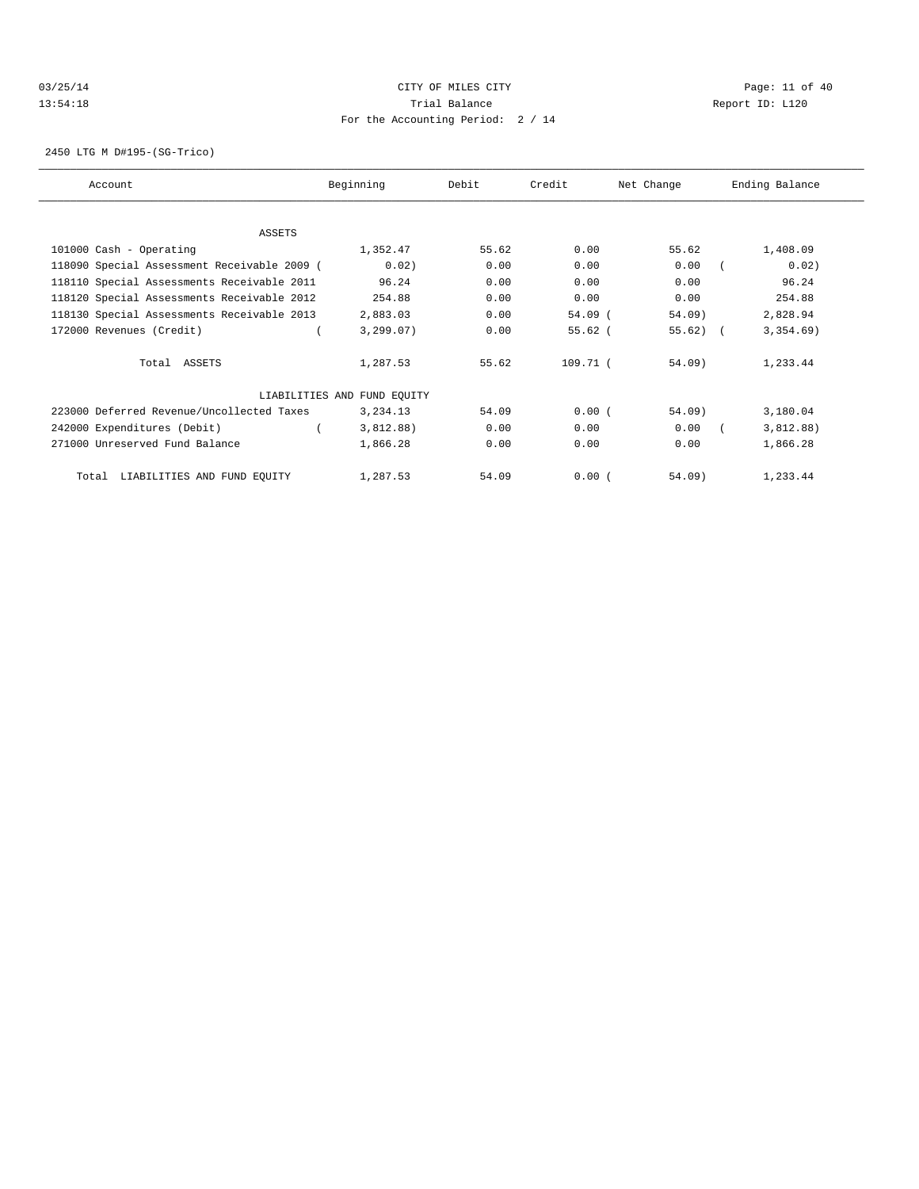CITY OF MILES CITY
Trial Balance
For the Accounting Period: 2 / 14

03/25/14
13:54:18

Report ID: L120

2450 LTG M D#195-(SG-Trico)

| Account | Beginning | Debit | Credit | Net Change | Ending Balance |
|---|---|---|---|---|---|
| ASSETS | | | | | |
| 101000 Cash - Operating | 1,352.47 | 55.62 | 0.00 | 55.62 | 1,408.09 |
| 118090 Special Assessment Receivable 2009 ( | 0.02) | 0.00 | 0.00 | 0.00 | ( 0.02) |
| 118110 Special Assessments Receivable 2011 | 96.24 | 0.00 | 0.00 | 0.00 | 96.24 |
| 118120 Special Assessments Receivable 2012 | 254.88 | 0.00 | 0.00 | 0.00 | 254.88 |
| 118130 Special Assessments Receivable 2013 | 2,883.03 | 0.00 | 54.09 | ( 54.09) | 2,828.94 |
| 172000 Revenues (Credit) | ( 3,299.07) | 0.00 | 55.62 | ( 55.62) | ( 3,354.69) |
| Total ASSETS | 1,287.53 | 55.62 | 109.71 | ( 54.09) | 1,233.44 |
| LIABILITIES AND FUND EQUITY | | | | | |
| 223000 Deferred Revenue/Uncollected Taxes | 3,234.13 | 54.09 | 0.00 | ( 54.09) | 3,180.04 |
| 242000 Expenditures (Debit) | ( 3,812.88) | 0.00 | 0.00 | 0.00 | ( 3,812.88) |
| 271000 Unreserved Fund Balance | 1,866.28 | 0.00 | 0.00 | 0.00 | 1,866.28 |
| Total LIABILITIES AND FUND EQUITY | 1,287.53 | 54.09 | 0.00 | ( 54.09) | 1,233.44 |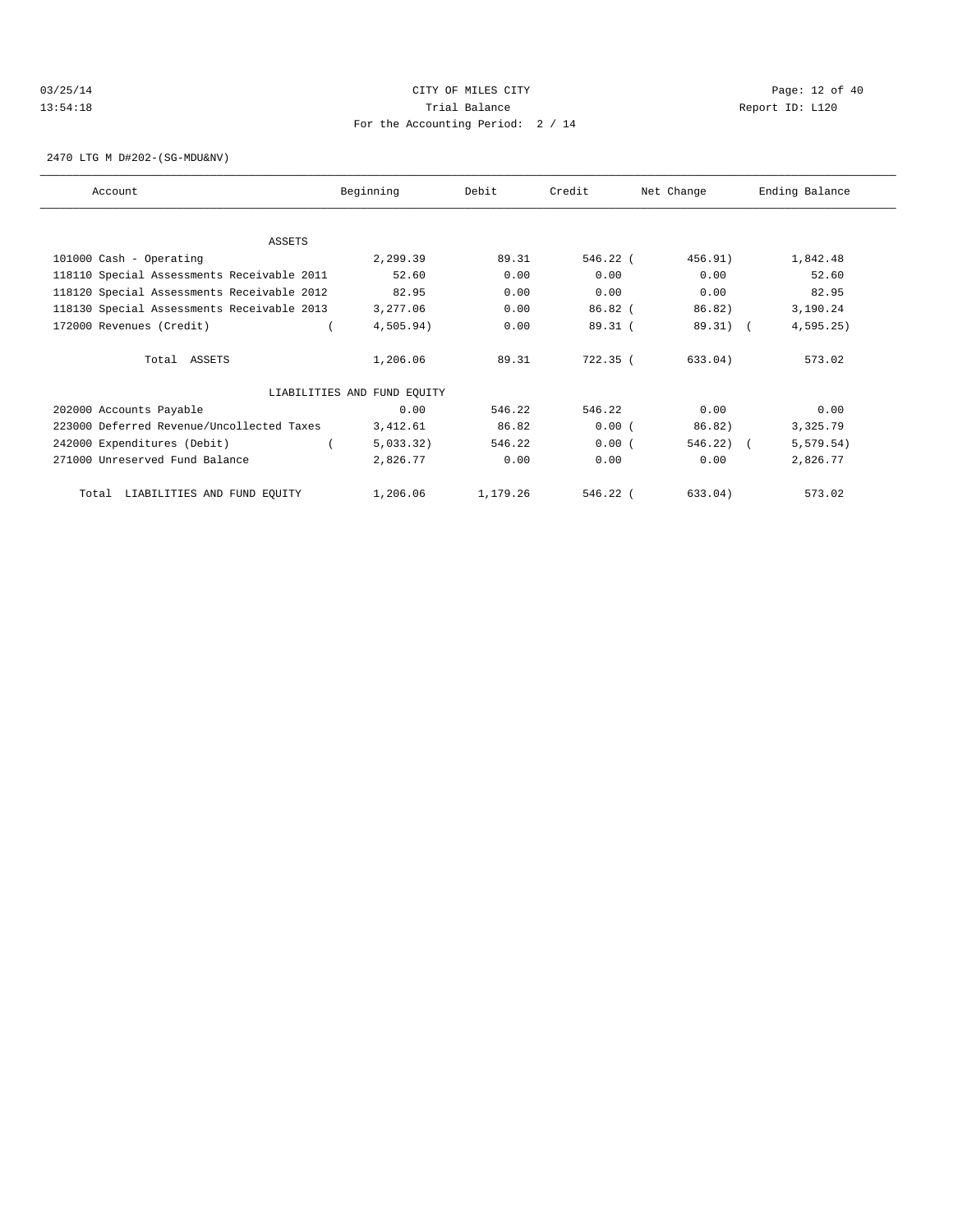CITY OF MILES CITY
Trial Balance
For the Accounting Period: 2 / 14

03/25/14 13:54:18 Report ID: L120

2470 LTG M D#202-(SG-MDU&NV)

| Account | Beginning | Debit | Credit | Net Change | Ending Balance |
|---|---|---|---|---|---|
| ASSETS | | | | | |
| 101000 Cash - Operating | 2,299.39 | 89.31 | 546.22 | ( 456.91) | 1,842.48 |
| 118110 Special Assessments Receivable 2011 | 52.60 | 0.00 | 0.00 | 0.00 | 52.60 |
| 118120 Special Assessments Receivable 2012 | 82.95 | 0.00 | 0.00 | 0.00 | 82.95 |
| 118130 Special Assessments Receivable 2013 | 3,277.06 | 0.00 | 86.82 | ( 86.82) | 3,190.24 |
| 172000 Revenues (Credit) | ( 4,505.94) | 0.00 | 89.31 | ( 89.31) | ( 4,595.25) |
| Total ASSETS | 1,206.06 | 89.31 | 722.35 | ( 633.04) | 573.02 |
| LIABILITIES AND FUND EQUITY | | | | | |
| 202000 Accounts Payable | 0.00 | 546.22 | 546.22 | 0.00 | 0.00 |
| 223000 Deferred Revenue/Uncollected Taxes | 3,412.61 | 86.82 | 0.00 | ( 86.82) | 3,325.79 |
| 242000 Expenditures (Debit) | ( 5,033.32) | 546.22 | 0.00 | ( 546.22) | ( 5,579.54) |
| 271000 Unreserved Fund Balance | 2,826.77 | 0.00 | 0.00 | 0.00 | 2,826.77 |
| Total LIABILITIES AND FUND EQUITY | 1,206.06 | 1,179.26 | 546.22 | ( 633.04) | 573.02 |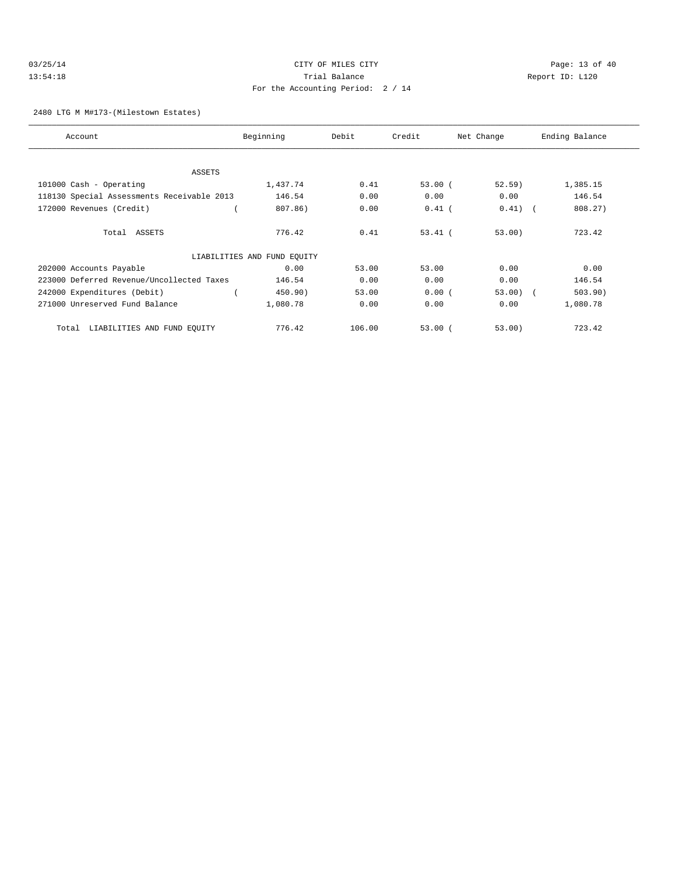CITY OF MILES CITY
Trial Balance
For the Accounting Period: 2 / 14

2480 LTG M M#173-(Milestown Estates)

| Account | Beginning | Debit | Credit | Net Change | Ending Balance |
|---|---|---|---|---|---|
| ASSETS | | | | | |
| 101000 Cash - Operating | 1,437.74 | 0.41 | 53.00 | ( 52.59) | 1,385.15 |
| 118130 Special Assessments Receivable 2013 | 146.54 | 0.00 | 0.00 | 0.00 | 146.54 |
| 172000 Revenues (Credit) | ( 807.86) | 0.00 | 0.41 | ( 0.41) | ( 808.27) |
| Total ASSETS | 776.42 | 0.41 | 53.41 | ( 53.00) | 723.42 |
| LIABILITIES AND FUND EQUITY | | | | | |
| 202000 Accounts Payable | 0.00 | 53.00 | 53.00 | 0.00 | 0.00 |
| 223000 Deferred Revenue/Uncollected Taxes | 146.54 | 0.00 | 0.00 | 0.00 | 146.54 |
| 242000 Expenditures (Debit) | ( 450.90) | 53.00 | 0.00 | ( 53.00) | ( 503.90) |
| 271000 Unreserved Fund Balance | 1,080.78 | 0.00 | 0.00 | 0.00 | 1,080.78 |
| Total LIABILITIES AND FUND EQUITY | 776.42 | 106.00 | 53.00 | ( 53.00) | 723.42 |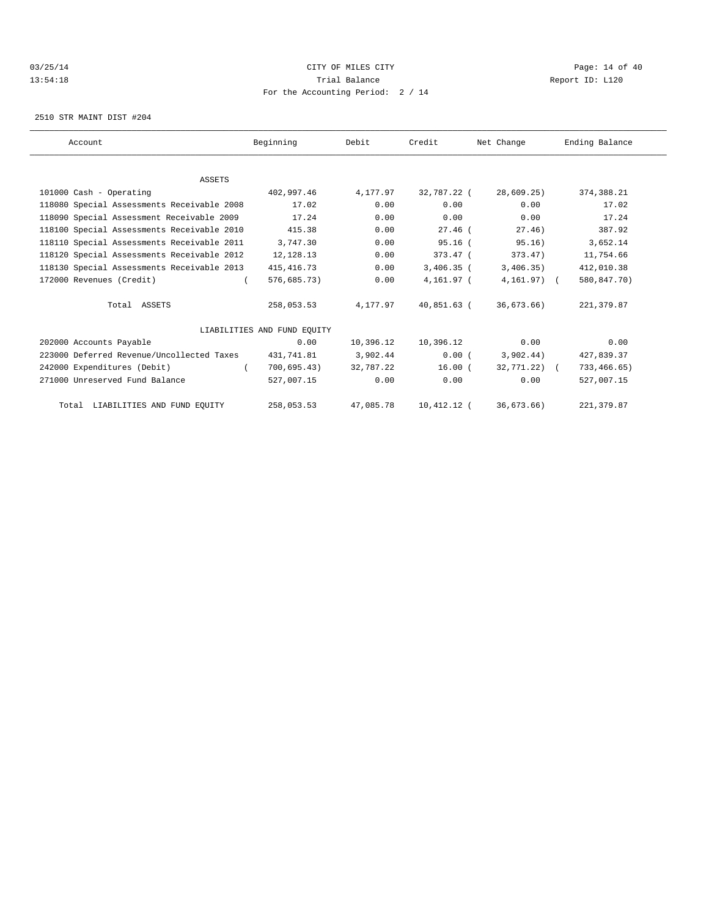CITY OF MILES CITY
Trial Balance
For the Accounting Period: 2 / 14

03/25/14
13:54:18

Report ID: L120

2510 STR MAINT DIST #204

| Account | Beginning | Debit | Credit | Net Change | Ending Balance |
|---|---|---|---|---|---|
| ASSETS | | | | | |
| 101000 Cash - Operating | 402,997.46 | 4,177.97 | 32,787.22 | ( 28,609.25) | 374,388.21 |
| 118080 Special Assessments Receivable 2008 | 17.02 | 0.00 | 0.00 | 0.00 | 17.02 |
| 118090 Special Assessment Receivable 2009 | 17.24 | 0.00 | 0.00 | 0.00 | 17.24 |
| 118100 Special Assessments Receivable 2010 | 415.38 | 0.00 | 27.46 | ( 27.46) | 387.92 |
| 118110 Special Assessments Receivable 2011 | 3,747.30 | 0.00 | 95.16 | ( 95.16) | 3,652.14 |
| 118120 Special Assessments Receivable 2012 | 12,128.13 | 0.00 | 373.47 | ( 373.47) | 11,754.66 |
| 118130 Special Assessments Receivable 2013 | 415,416.73 | 0.00 | 3,406.35 | ( 3,406.35) | 412,010.38 |
| 172000 Revenues (Credit) | ( 576,685.73) | 0.00 | 4,161.97 | ( 4,161.97) | ( 580,847.70) |
| Total ASSETS | 258,053.53 | 4,177.97 | 40,851.63 | ( 36,673.66) | 221,379.87 |
| LIABILITIES AND FUND EQUITY | | | | | |
| 202000 Accounts Payable | 0.00 | 10,396.12 | 10,396.12 | 0.00 | 0.00 |
| 223000 Deferred Revenue/Uncollected Taxes | 431,741.81 | 3,902.44 | 0.00 | ( 3,902.44) | 427,839.37 |
| 242000 Expenditures (Debit) | ( 700,695.43) | 32,787.22 | 16.00 | ( 32,771.22) | ( 733,466.65) |
| 271000 Unreserved Fund Balance | 527,007.15 | 0.00 | 0.00 | 0.00 | 527,007.15 |
| Total LIABILITIES AND FUND EQUITY | 258,053.53 | 47,085.78 | 10,412.12 | ( 36,673.66) | 221,379.87 |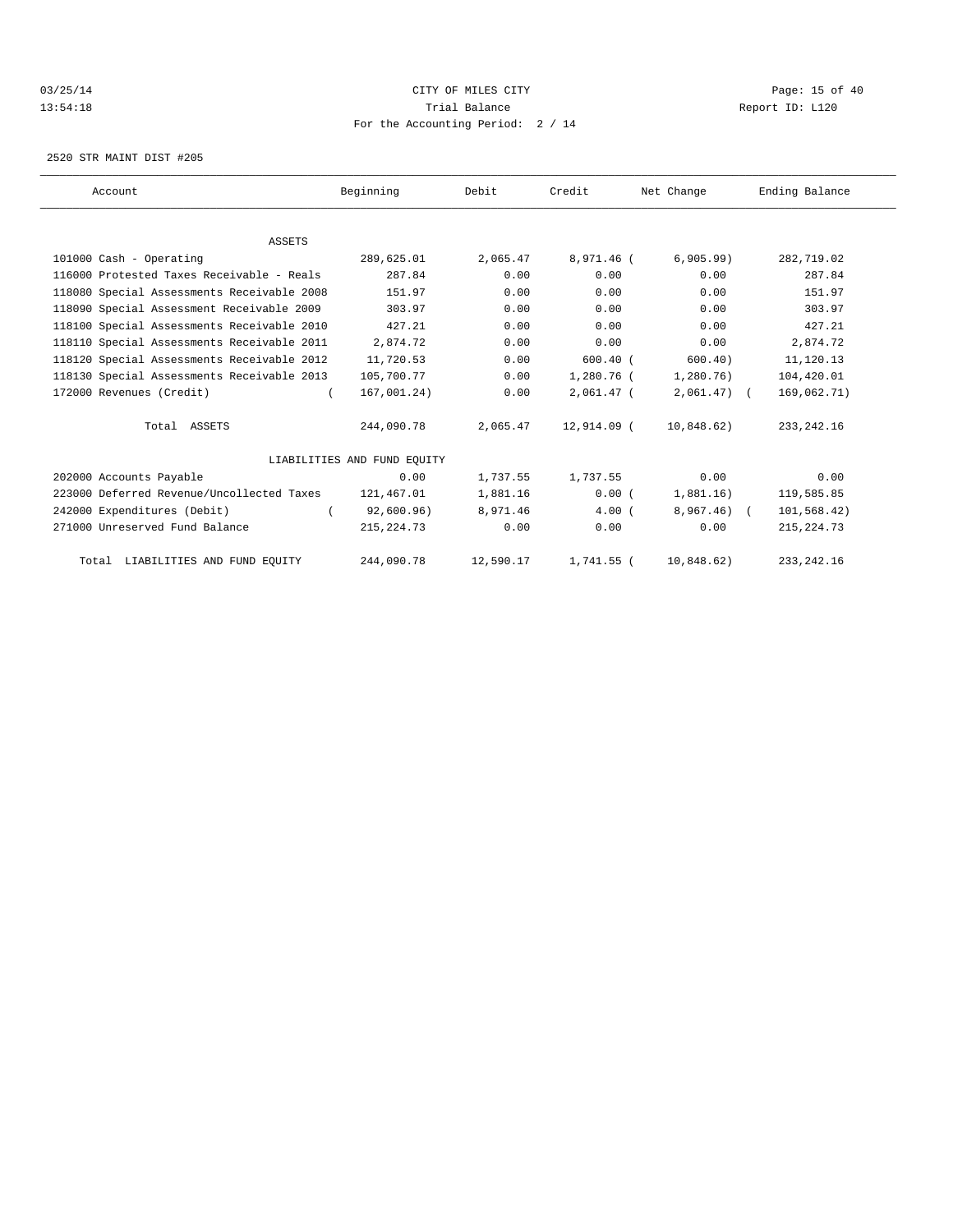03/25/14 CITY OF MILES CITY

13:54:18 Trial Balance Report ID: L120

For the Accounting Period: 2 / 14

2520 STR MAINT DIST #205

| Account | Beginning | Debit | Credit | Net Change | Ending Balance |
|---|---|---|---|---|---|
| ASSETS | | | | | |
| 101000 Cash - Operating | 289,625.01 | 2,065.47 | 8,971.46 | ( 6,905.99) | 282,719.02 |
| 116000 Protested Taxes Receivable - Reals | 287.84 | 0.00 | 0.00 | 0.00 | 287.84 |
| 118080 Special Assessments Receivable 2008 | 151.97 | 0.00 | 0.00 | 0.00 | 151.97 |
| 118090 Special Assessment Receivable 2009 | 303.97 | 0.00 | 0.00 | 0.00 | 303.97 |
| 118100 Special Assessments Receivable 2010 | 427.21 | 0.00 | 0.00 | 0.00 | 427.21 |
| 118110 Special Assessments Receivable 2011 | 2,874.72 | 0.00 | 0.00 | 0.00 | 2,874.72 |
| 118120 Special Assessments Receivable 2012 | 11,720.53 | 0.00 | 600.40 | ( 600.40) | 11,120.13 |
| 118130 Special Assessments Receivable 2013 | 105,700.77 | 0.00 | 1,280.76 | ( 1,280.76) | 104,420.01 |
| 172000 Revenues (Credit) | ( 167,001.24) | 0.00 | 2,061.47 | ( 2,061.47) | ( 169,062.71) |
| Total ASSETS | 244,090.78 | 2,065.47 | 12,914.09 | ( 10,848.62) | 233,242.16 |
| LIABILITIES AND FUND EQUITY | | | | | |
| 202000 Accounts Payable | 0.00 | 1,737.55 | 1,737.55 | 0.00 | 0.00 |
| 223000 Deferred Revenue/Uncollected Taxes | 121,467.01 | 1,881.16 | 0.00 | ( 1,881.16) | 119,585.85 |
| 242000 Expenditures (Debit) | ( 92,600.96) | 8,971.46 | 4.00 | ( 8,967.46) | ( 101,568.42) |
| 271000 Unreserved Fund Balance | 215,224.73 | 0.00 | 0.00 | 0.00 | 215,224.73 |
| Total LIABILITIES AND FUND EQUITY | 244,090.78 | 12,590.17 | 1,741.55 | ( 10,848.62) | 233,242.16 |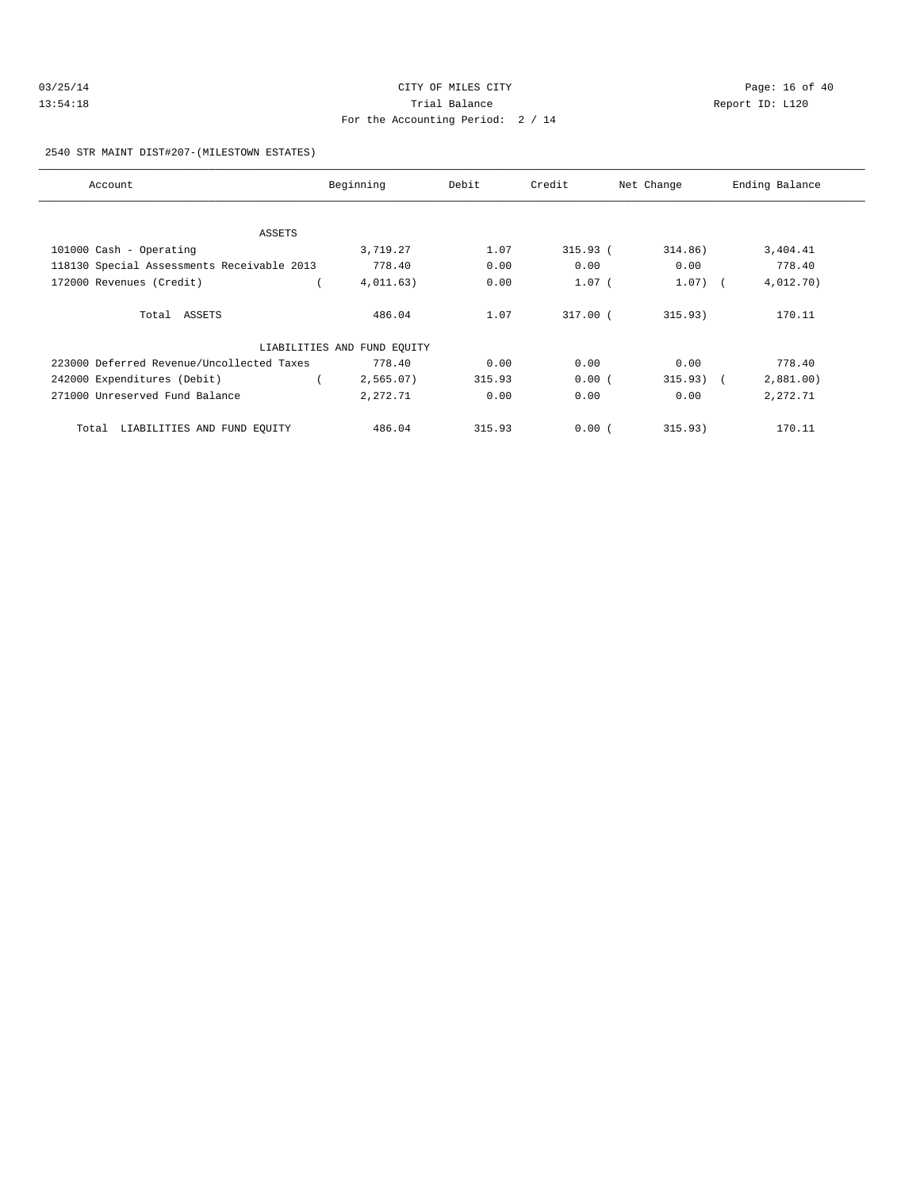CITY OF MILES CITY

Trial Balance

For the Accounting Period: 2 / 14

2540 STR MAINT DIST#207-(MILESTOWN ESTATES)

| Account | Beginning | Debit | Credit | Net Change | Ending Balance |
|---|---|---|---|---|---|
| ASSETS | | | | | |
| 101000 Cash - Operating | 3,719.27 | 1.07 | 315.93 | ( 314.86) | 3,404.41 |
| 118130 Special Assessments Receivable 2013 | 778.40 | 0.00 | 0.00 | 0.00 | 778.40 |
| 172000 Revenues (Credit) | ( 4,011.63) | 0.00 | 1.07 | ( 1.07) | ( 4,012.70) |
| Total ASSETS | 486.04 | 1.07 | 317.00 | ( 315.93) | 170.11 |
| LIABILITIES AND FUND EQUITY | | | | | |
| 223000 Deferred Revenue/Uncollected Taxes | 778.40 | 0.00 | 0.00 | 0.00 | 778.40 |
| 242000 Expenditures (Debit) | ( 2,565.07) | 315.93 | 0.00 | ( 315.93) | ( 2,881.00) |
| 271000 Unreserved Fund Balance | 2,272.71 | 0.00 | 0.00 | 0.00 | 2,272.71 |
| Total LIABILITIES AND FUND EQUITY | 486.04 | 315.93 | 0.00 | ( 315.93) | 170.11 |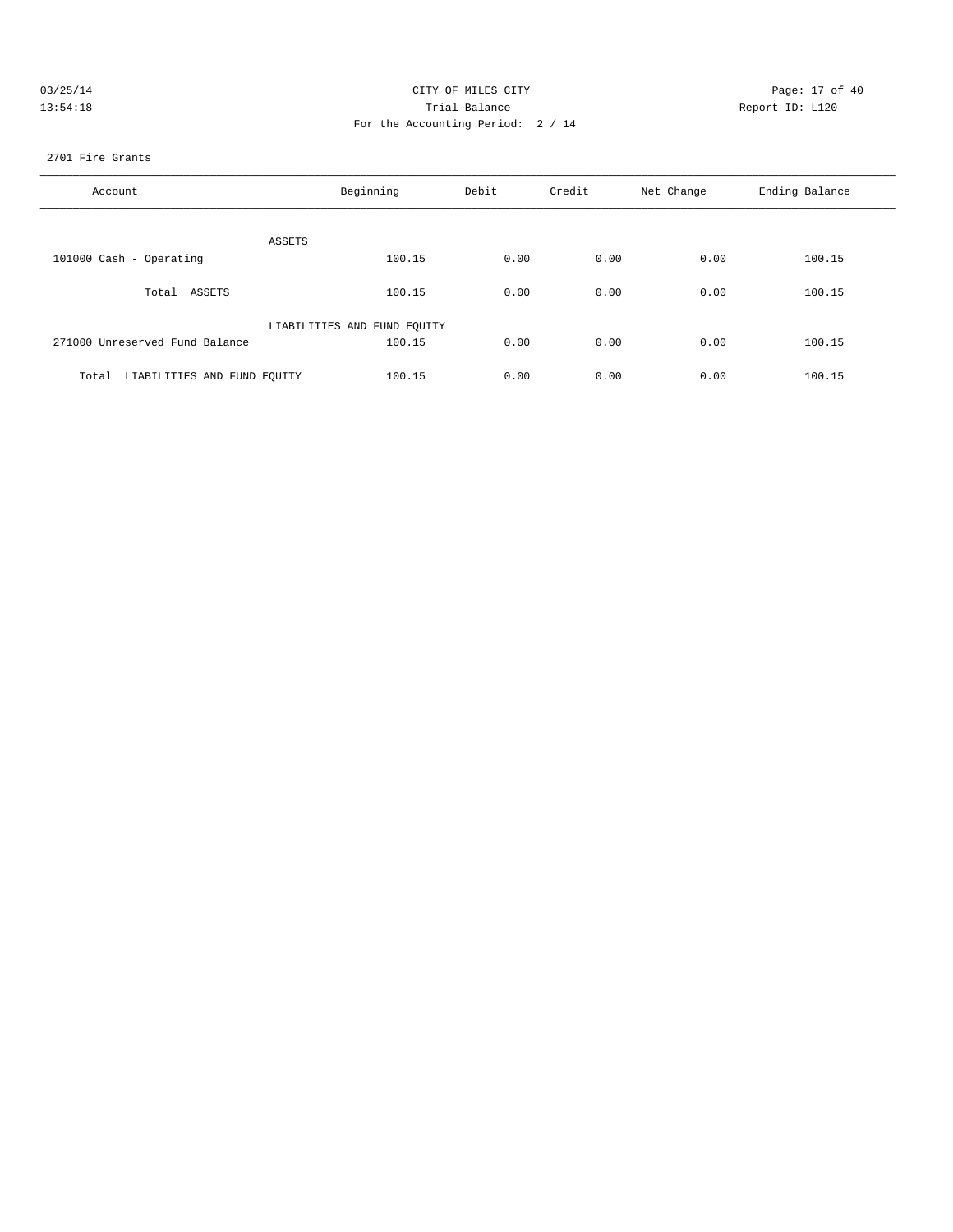CITY OF MILES CITY
Trial Balance
For the Accounting Period: 2 / 14

03/25/14
13:54:18

Report ID: L120

2701 Fire Grants

| Account | Beginning | Debit | Credit | Net Change | Ending Balance |
|---|---|---|---|---|---|
| ASSETS | | | | | |
| 101000 Cash - Operating | 100.15 | 0.00 | 0.00 | 0.00 | 100.15 |
| Total ASSETS | 100.15 | 0.00 | 0.00 | 0.00 | 100.15 |
| LIABILITIES AND FUND EQUITY | | | | | |
| 271000 Unreserved Fund Balance | 100.15 | 0.00 | 0.00 | 0.00 | 100.15 |
| Total LIABILITIES AND FUND EQUITY | 100.15 | 0.00 | 0.00 | 0.00 | 100.15 |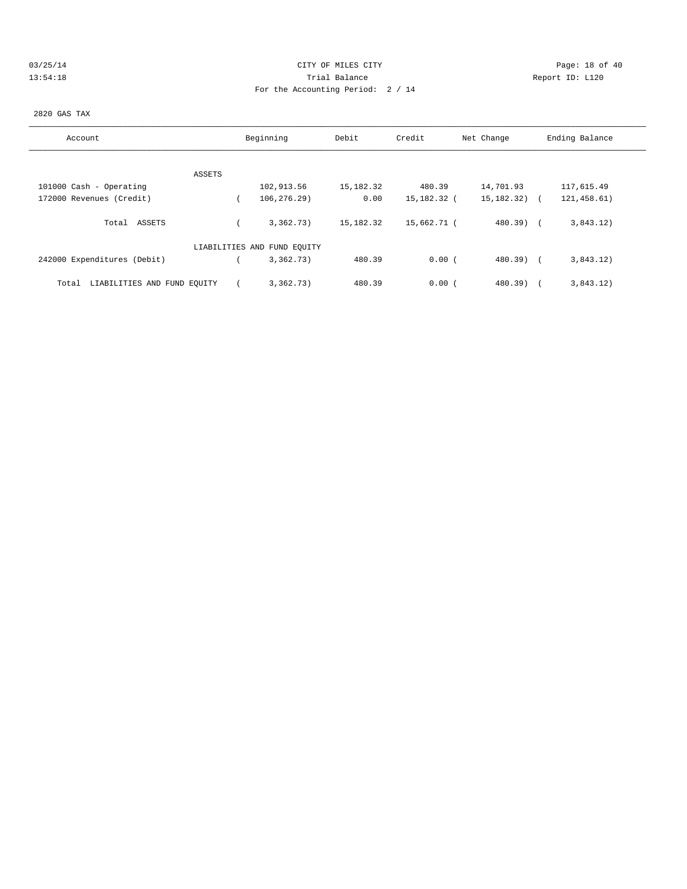CITY OF MILES CITY
Trial Balance
For the Accounting Period: 2 / 14

03/25/14
13:54:18

Report ID: L120

2820 GAS TAX

| Account | Beginning | Debit | Credit | Net Change | Ending Balance |
|---|---|---|---|---|---|
| ASSETS | | | | | |
| 101000 Cash - Operating | 102,913.56 | 15,182.32 | 480.39 | 14,701.93 | 117,615.49 |
| 172000 Revenues (Credit) | ( 106,276.29) | 0.00 | 15,182.32 | ( 15,182.32) | ( 121,458.61) |
| Total ASSETS | ( 3,362.73) | 15,182.32 | 15,662.71 | ( 480.39) | ( 3,843.12) |
| LIABILITIES AND FUND EQUITY | | | | | |
| 242000 Expenditures (Debit) | ( 3,362.73) | 480.39 | 0.00 | ( 480.39) | ( 3,843.12) |
| Total LIABILITIES AND FUND EQUITY | ( 3,362.73) | 480.39 | 0.00 | ( 480.39) | ( 3,843.12) |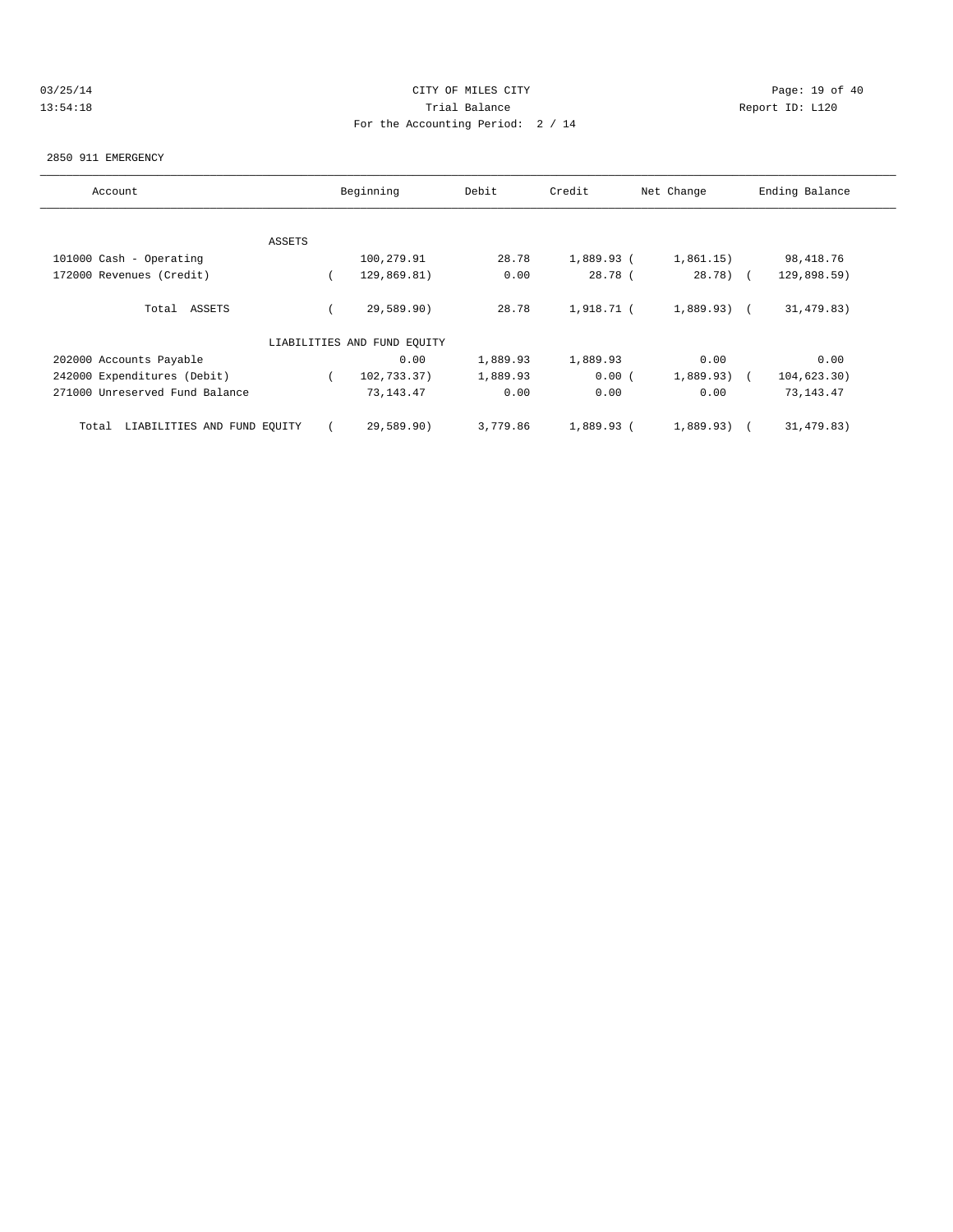CITY OF MILES CITY

Trial Balance

For the Accounting Period: 2 / 14

2850 911 EMERGENCY

| Account | Beginning | Debit | Credit | Net Change | Ending Balance |
|---|---|---|---|---|---|
| ASSETS | | | | | |
| 101000 Cash - Operating | 100,279.91 | 28.78 | 1,889.93 | ( 1,861.15) | 98,418.76 |
| 172000 Revenues (Credit) | ( 129,869.81) | 0.00 | 28.78 | ( 28.78) | ( 129,898.59) |
| Total ASSETS | ( 29,589.90) | 28.78 | 1,918.71 | ( 1,889.93) | ( 31,479.83) |
| LIABILITIES AND FUND EQUITY | | | | | |
| 202000 Accounts Payable | 0.00 | 1,889.93 | 1,889.93 | 0.00 | 0.00 |
| 242000 Expenditures (Debit) | ( 102,733.37) | 1,889.93 | 0.00 | ( 1,889.93) | ( 104,623.30) |
| 271000 Unreserved Fund Balance | 73,143.47 | 0.00 | 0.00 | 0.00 | 73,143.47 |
| Total LIABILITIES AND FUND EQUITY | ( 29,589.90) | 3,779.86 | 1,889.93 | ( 1,889.93) | ( 31,479.83) |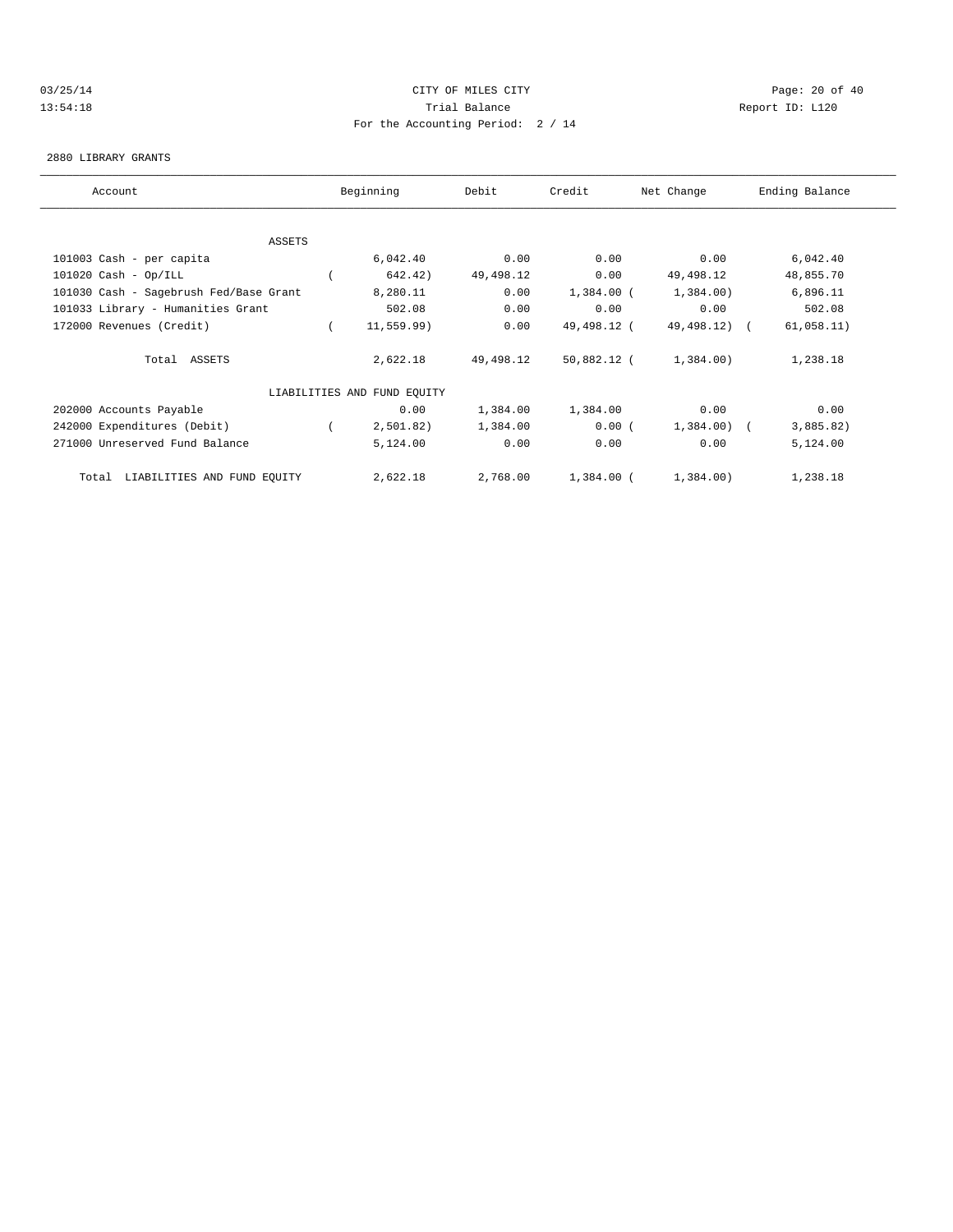CITY OF MILES CITY

Trial Balance

For the Accounting Period: 2 / 14

03/25/14 13:54:18 Report ID: L120

2880 LIBRARY GRANTS

| Account | Beginning | Debit | Credit | Net Change | Ending Balance |
|---|---|---|---|---|---|
| ASSETS | | | | | |
| 101003 Cash - per capita | 6,042.40 | 0.00 | 0.00 | 0.00 | 6,042.40 |
| 101020 Cash - Op/ILL | ( 642.42) | 49,498.12 | 0.00 | 49,498.12 | 48,855.70 |
| 101030 Cash - Sagebrush Fed/Base Grant | 8,280.11 | 0.00 | 1,384.00 | ( 1,384.00) | 6,896.11 |
| 101033 Library - Humanities Grant | 502.08 | 0.00 | 0.00 | 0.00 | 502.08 |
| 172000 Revenues (Credit) | ( 11,559.99) | 0.00 | 49,498.12 | ( 49,498.12) | ( 61,058.11) |
| Total ASSETS | 2,622.18 | 49,498.12 | 50,882.12 | ( 1,384.00) | 1,238.18 |
| LIABILITIES AND FUND EQUITY | | | | | |
| 202000 Accounts Payable | 0.00 | 1,384.00 | 1,384.00 | 0.00 | 0.00 |
| 242000 Expenditures (Debit) | ( 2,501.82) | 1,384.00 | 0.00 | ( 1,384.00) | ( 3,885.82) |
| 271000 Unreserved Fund Balance | 5,124.00 | 0.00 | 0.00 | 0.00 | 5,124.00 |
| Total LIABILITIES AND FUND EQUITY | 2,622.18 | 2,768.00 | 1,384.00 | ( 1,384.00) | 1,238.18 |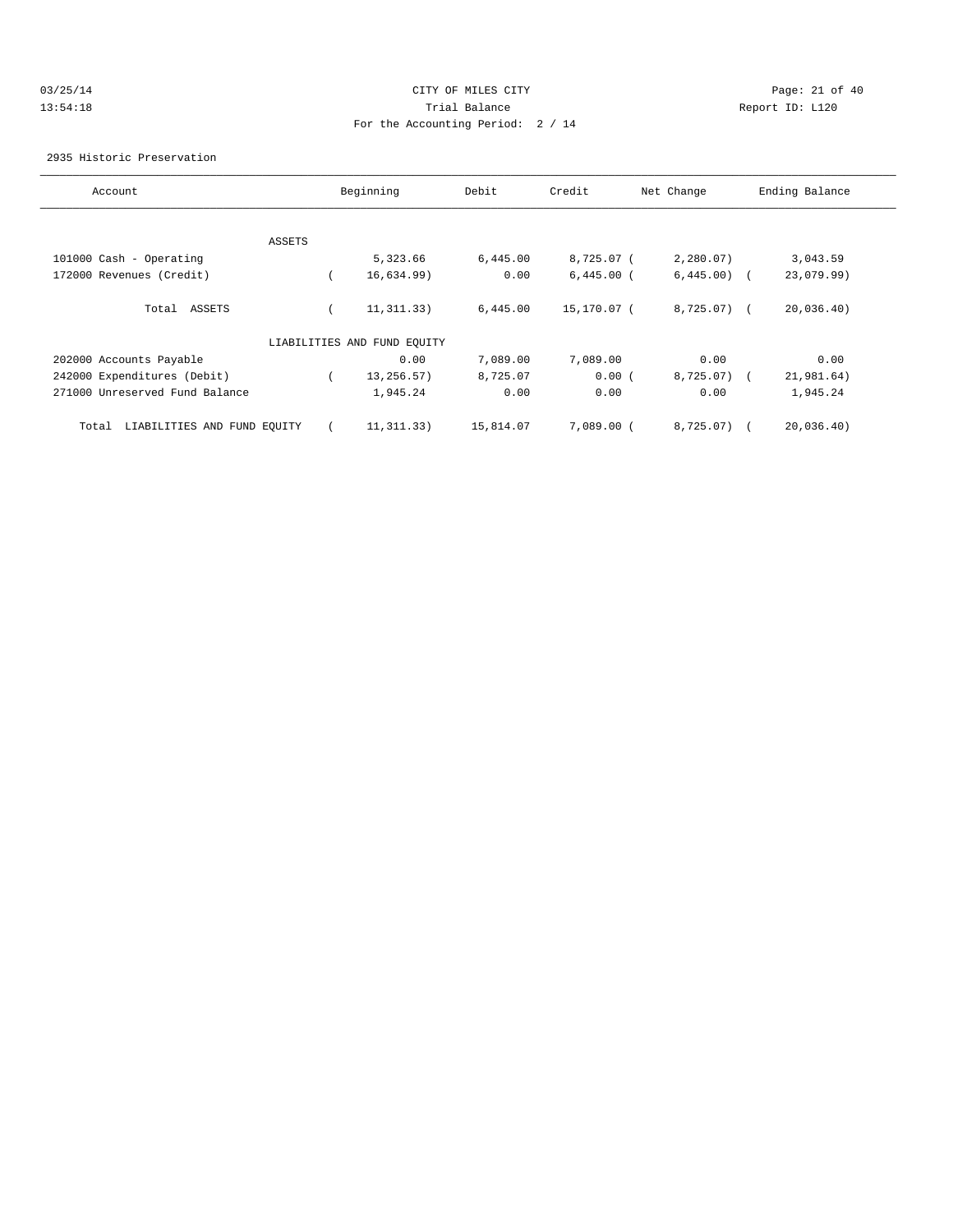CITY OF MILES CITY
Trial Balance
For the Accounting Period: 2 / 14

03/25/14
13:54:18

Report ID: L120

2935 Historic Preservation

| Account | Beginning | Debit | Credit | Net Change | Ending Balance |
|---|---|---|---|---|---|
| ASSETS | | | | | |
| 101000 Cash - Operating | 5,323.66 | 6,445.00 | 8,725.07 | ( 2,280.07) | 3,043.59 |
| 172000 Revenues (Credit) | ( 16,634.99) | 0.00 | 6,445.00 | ( 6,445.00) | ( 23,079.99) |
| Total ASSETS | ( 11,311.33) | 6,445.00 | 15,170.07 | ( 8,725.07) | ( 20,036.40) |
| LIABILITIES AND FUND EQUITY | | | | | |
| 202000 Accounts Payable | 0.00 | 7,089.00 | 7,089.00 | 0.00 | 0.00 |
| 242000 Expenditures (Debit) | ( 13,256.57) | 8,725.07 | 0.00 | ( 8,725.07) | ( 21,981.64) |
| 271000 Unreserved Fund Balance | 1,945.24 | 0.00 | 0.00 | 0.00 | 1,945.24 |
| Total LIABILITIES AND FUND EQUITY | ( 11,311.33) | 15,814.07 | 7,089.00 | ( 8,725.07) | ( 20,036.40) |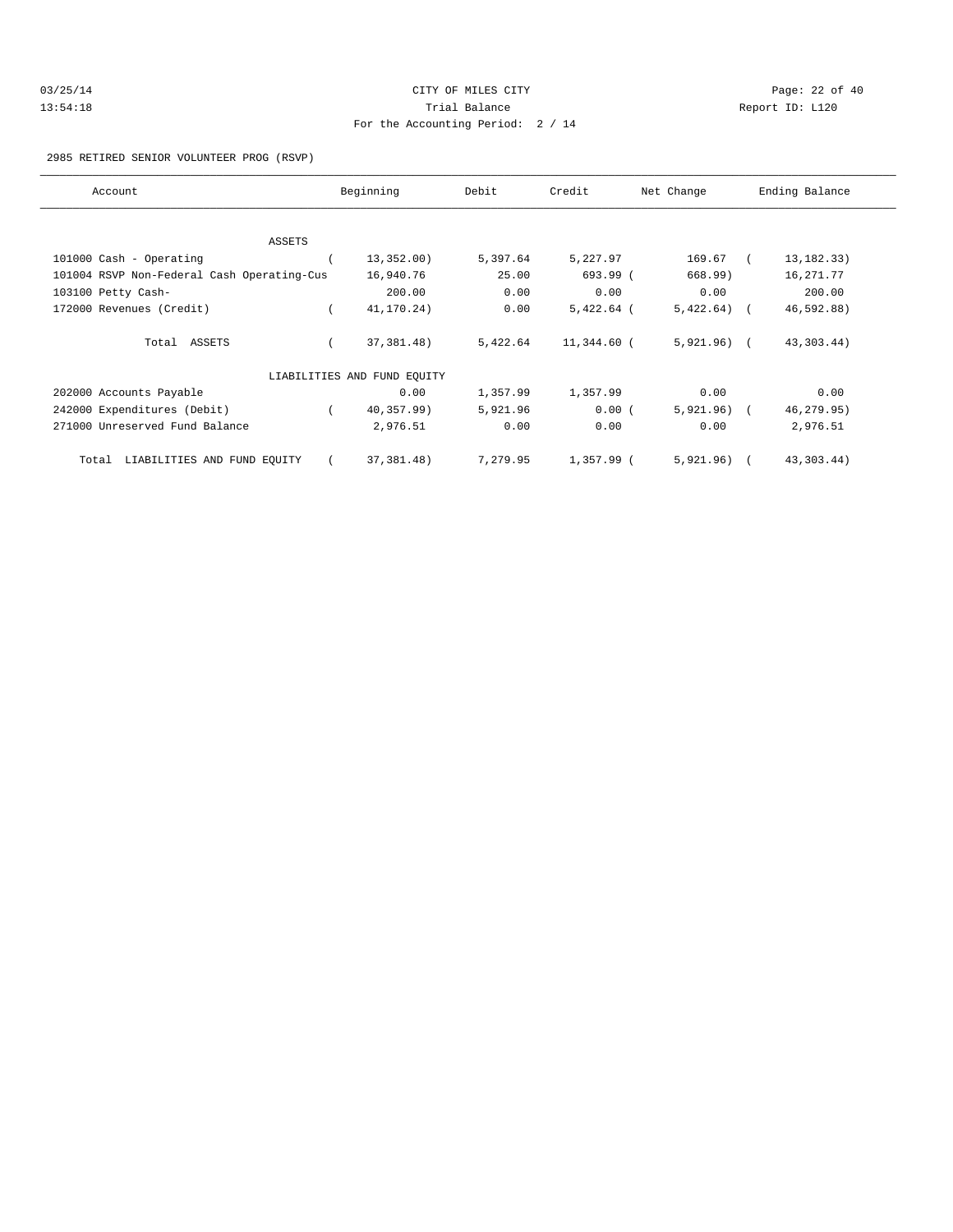CITY OF MILES CITY

Trial Balance

For the Accounting Period: 2 / 14

03/25/14 13:54:18 — Report ID: L120

2985 RETIRED SENIOR VOLUNTEER PROG (RSVP)

| Account | Beginning | Debit | Credit | Net Change | Ending Balance |
|---|---|---|---|---|---|
| ASSETS | | | | | |
| 101000 Cash - Operating | ( 13,352.00) | 5,397.64 | 5,227.97 | 169.67 | ( 13,182.33) |
| 101004 RSVP Non-Federal Cash Operating-Cus | 16,940.76 | 25.00 | 693.99 | ( 668.99) | 16,271.77 |
| 103100 Petty Cash- | 200.00 | 0.00 | 0.00 | 0.00 | 200.00 |
| 172000 Revenues (Credit) | ( 41,170.24) | 0.00 | 5,422.64 | ( 5,422.64) | ( 46,592.88) |
| Total ASSETS | ( 37,381.48) | 5,422.64 | 11,344.60 | ( 5,921.96) | ( 43,303.44) |
| LIABILITIES AND FUND EQUITY | | | | | |
| 202000 Accounts Payable | 0.00 | 1,357.99 | 1,357.99 | 0.00 | 0.00 |
| 242000 Expenditures (Debit) | ( 40,357.99) | 5,921.96 | 0.00 | ( 5,921.96) | ( 46,279.95) |
| 271000 Unreserved Fund Balance | 2,976.51 | 0.00 | 0.00 | 0.00 | 2,976.51 |
| Total LIABILITIES AND FUND EQUITY | ( 37,381.48) | 7,279.95 | 1,357.99 | ( 5,921.96) | ( 43,303.44) |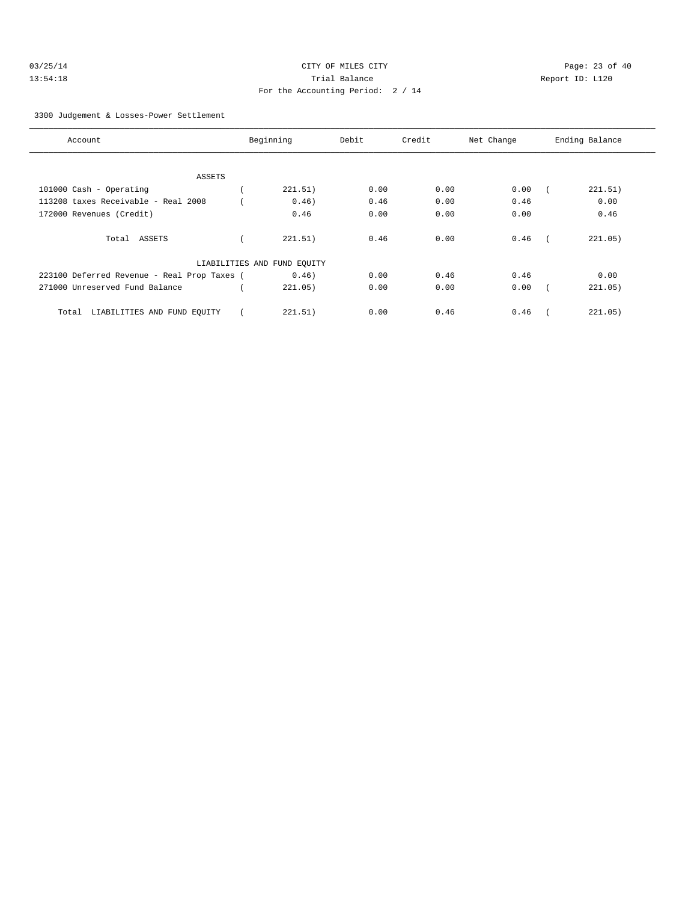CITY OF MILES CITY
Trial Balance
For the Accounting Period: 2 / 14

03/25/14 13:54:18 — Report ID: L120

3300 Judgement & Losses-Power Settlement

| Account | Beginning | Debit | Credit | Net Change | Ending Balance |
|---|---|---|---|---|---|
| ASSETS | | | | | |
| 101000 Cash - Operating | ( 221.51) | 0.00 | 0.00 | 0.00 | ( 221.51) |
| 113208 taxes Receivable - Real 2008 | ( 0.46) | 0.46 | 0.00 | 0.46 | 0.00 |
| 172000 Revenues (Credit) | 0.46 | 0.00 | 0.00 | 0.00 | 0.46 |
| Total ASSETS | ( 221.51) | 0.46 | 0.00 | 0.46 | ( 221.05) |
| LIABILITIES AND FUND EQUITY | | | | | |
| 223100 Deferred Revenue - Real Prop Taxes | ( 0.46) | 0.00 | 0.46 | 0.46 | 0.00 |
| 271000 Unreserved Fund Balance | ( 221.05) | 0.00 | 0.00 | 0.00 | ( 221.05) |
| Total LIABILITIES AND FUND EQUITY | ( 221.51) | 0.00 | 0.46 | 0.46 | ( 221.05) |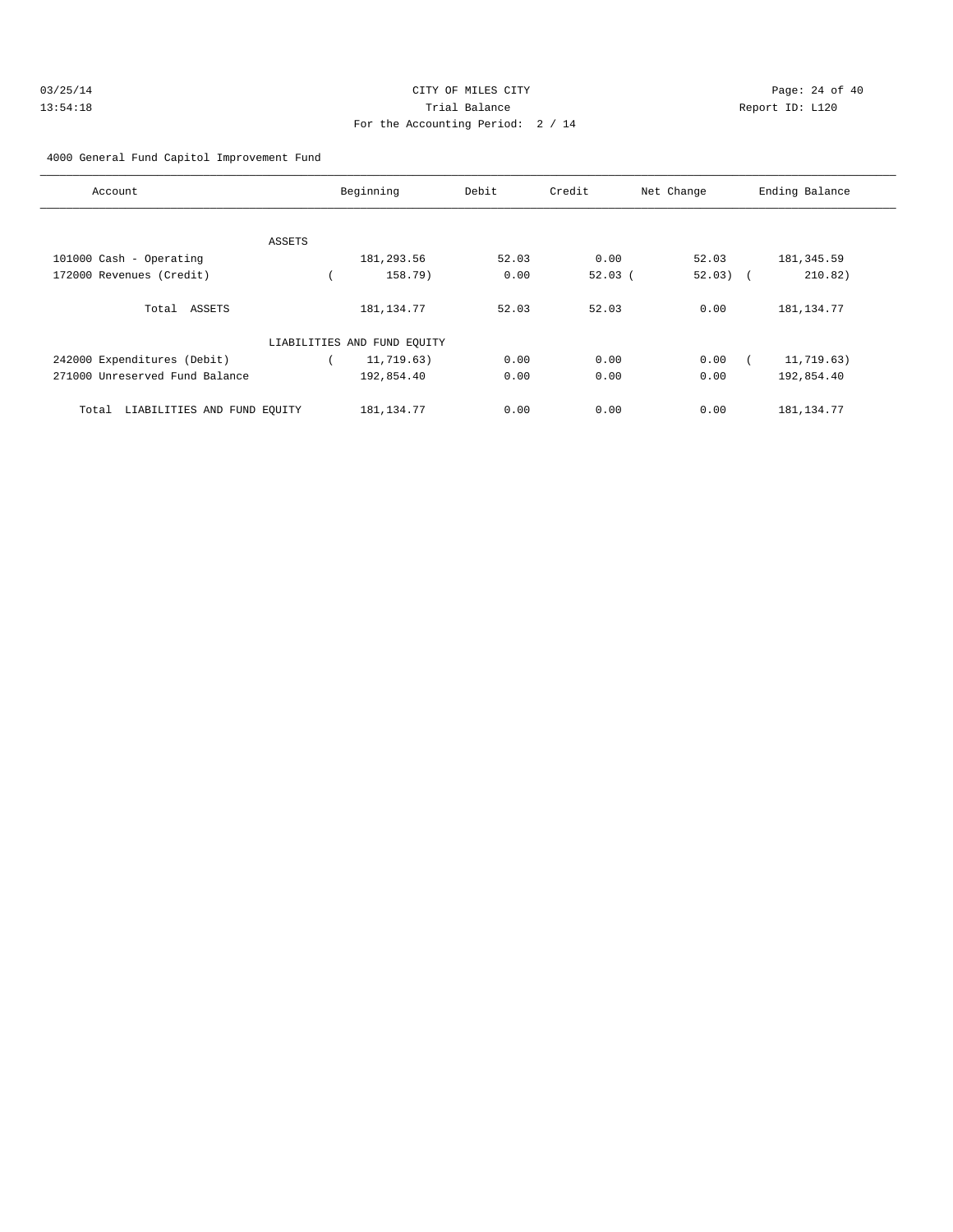CITY OF MILES CITY
Trial Balance
For the Accounting Period: 2 / 14

03/25/14
13:54:18

Report ID: L120

4000 General Fund Capitol Improvement Fund

| Account | Beginning | Debit | Credit | Net Change | Ending Balance |
|---|---|---|---|---|---|
| ASSETS | | | | | |
| 101000 Cash - Operating | 181,293.56 | 52.03 | 0.00 | 52.03 | 181,345.59 |
| 172000 Revenues (Credit) | ( 158.79) | 0.00 | 52.03 | ( 52.03) | ( 210.82) |
| Total ASSETS | 181,134.77 | 52.03 | 52.03 | 0.00 | 181,134.77 |
| LIABILITIES AND FUND EQUITY | | | | | |
| 242000 Expenditures (Debit) | ( 11,719.63) | 0.00 | 0.00 | 0.00 | ( 11,719.63) |
| 271000 Unreserved Fund Balance | 192,854.40 | 0.00 | 0.00 | 0.00 | 192,854.40 |
| Total LIABILITIES AND FUND EQUITY | 181,134.77 | 0.00 | 0.00 | 0.00 | 181,134.77 |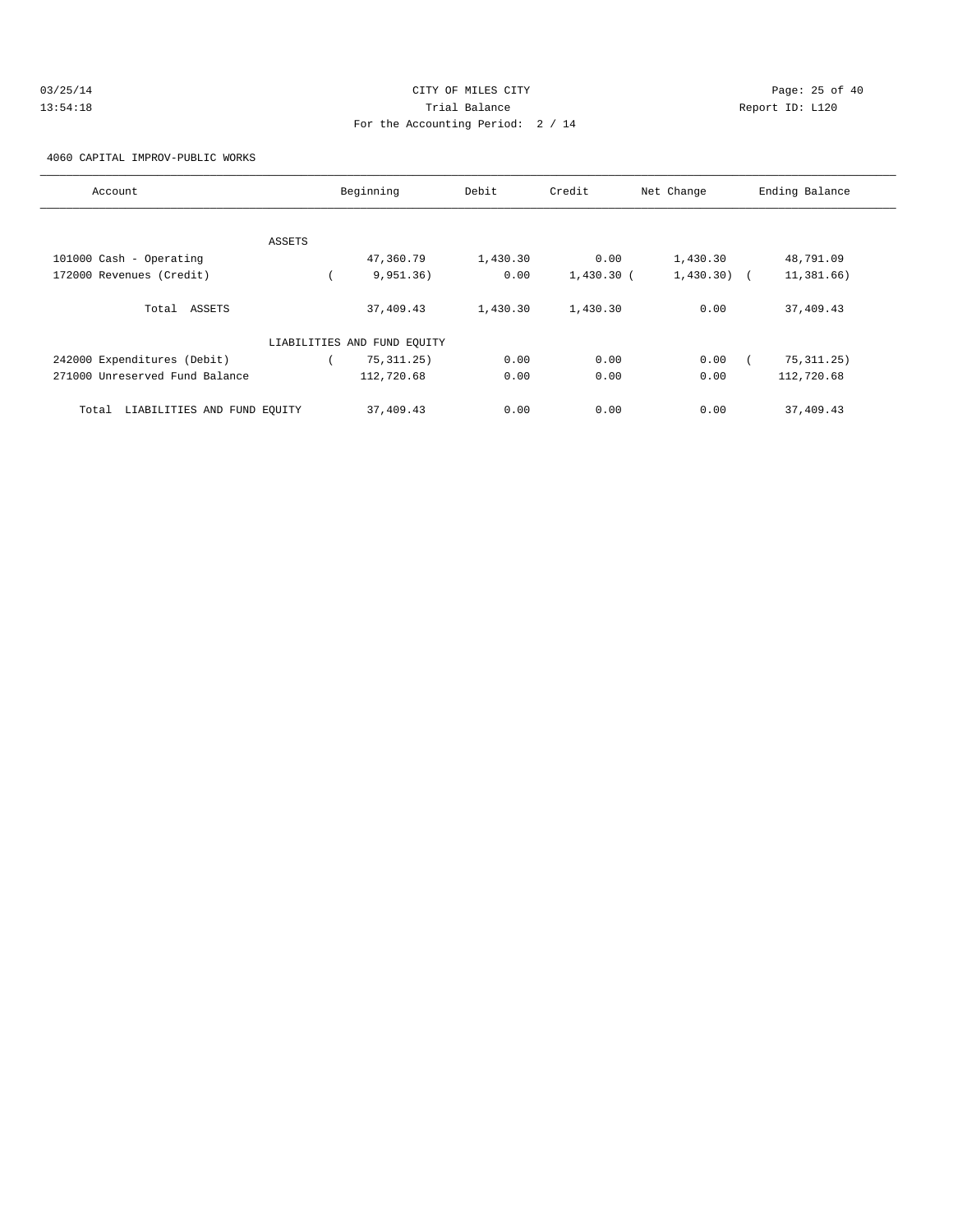CITY OF MILES CITY

Trial Balance

For the Accounting Period: 2 / 14

03/25/14 13:54:18 Report ID: L120

4060 CAPITAL IMPROV-PUBLIC WORKS

| Account | Beginning | Debit | Credit | Net Change | Ending Balance |
|---|---|---|---|---|---|
| ASSETS | | | | | |
| 101000 Cash - Operating | 47,360.79 | 1,430.30 | 0.00 | 1,430.30 | 48,791.09 |
| 172000 Revenues (Credit) | ( 9,951.36) | 0.00 | 1,430.30 | ( 1,430.30) | ( 11,381.66) |
| Total ASSETS | 37,409.43 | 1,430.30 | 1,430.30 | 0.00 | 37,409.43 |
| LIABILITIES AND FUND EQUITY | | | | | |
| 242000 Expenditures (Debit) | ( 75,311.25) | 0.00 | 0.00 | 0.00 | ( 75,311.25) |
| 271000 Unreserved Fund Balance | 112,720.68 | 0.00 | 0.00 | 0.00 | 112,720.68 |
| Total LIABILITIES AND FUND EQUITY | 37,409.43 | 0.00 | 0.00 | 0.00 | 37,409.43 |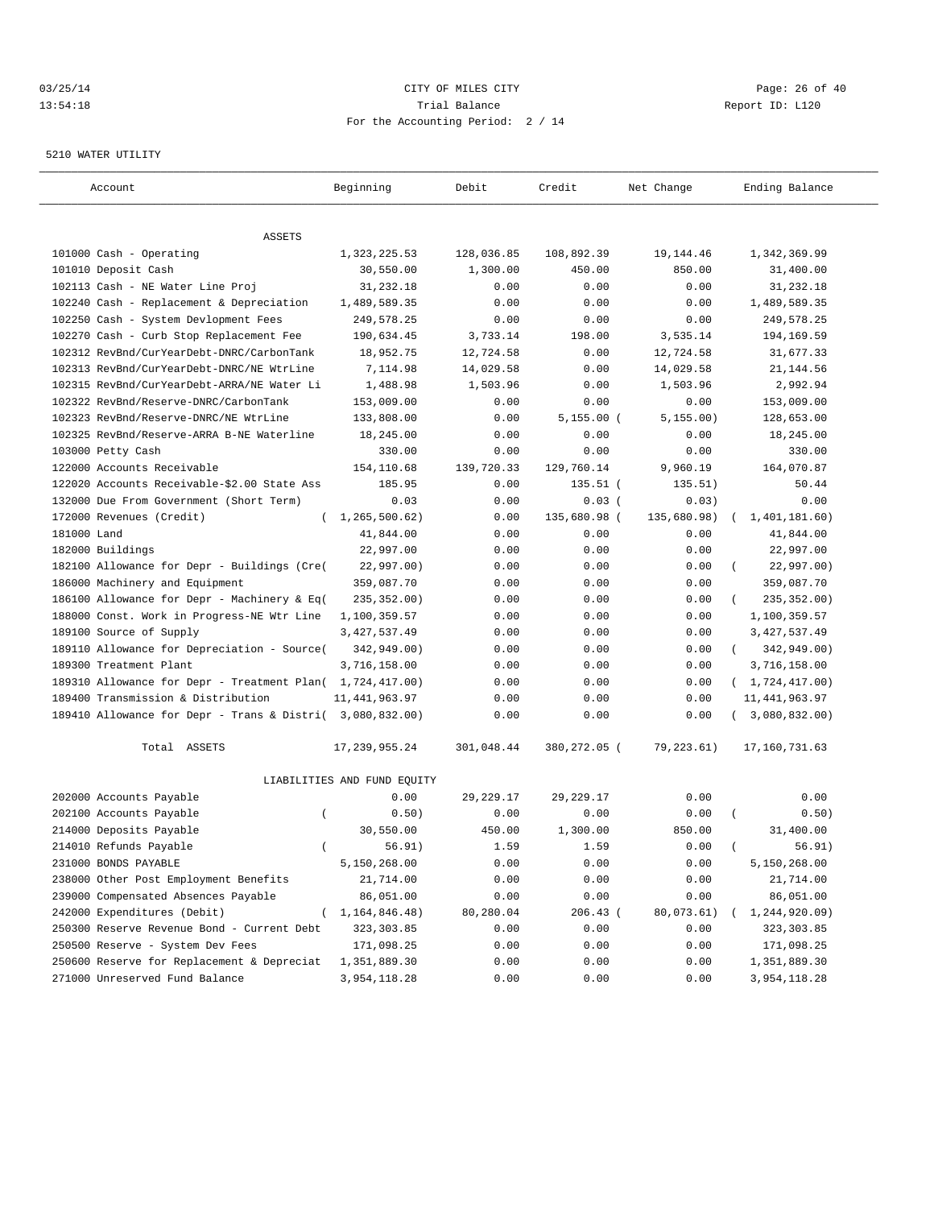CITY OF MILES CITY
Trial Balance
For the Accounting Period: 2 / 14

03/25/14
13:54:18

Report ID: L120

5210 WATER UTILITY

| Account | Beginning | Debit | Credit | Net Change | Ending Balance |
|---|---|---|---|---|---|
| ASSETS | | | | | |
| 101000 Cash - Operating | 1,323,225.53 | 128,036.85 | 108,892.39 | 19,144.46 | 1,342,369.99 |
| 101010 Deposit Cash | 30,550.00 | 1,300.00 | 450.00 | 850.00 | 31,400.00 |
| 102113 Cash - NE Water Line Proj | 31,232.18 | 0.00 | 0.00 | 0.00 | 31,232.18 |
| 102240 Cash - Replacement & Depreciation | 1,489,589.35 | 0.00 | 0.00 | 0.00 | 1,489,589.35 |
| 102250 Cash - System Devlopment Fees | 249,578.25 | 0.00 | 0.00 | 0.00 | 249,578.25 |
| 102270 Cash - Curb Stop Replacement Fee | 190,634.45 | 3,733.14 | 198.00 | 3,535.14 | 194,169.59 |
| 102312 RevBnd/CurYearDebt-DNRC/CarbonTank | 18,952.75 | 12,724.58 | 0.00 | 12,724.58 | 31,677.33 |
| 102313 RevBnd/CurYearDebt-DNRC/NE WtrLine | 7,114.98 | 14,029.58 | 0.00 | 14,029.58 | 21,144.56 |
| 102315 RevBnd/CurYearDebt-ARRA/NE Water Li | 1,488.98 | 1,503.96 | 0.00 | 1,503.96 | 2,992.94 |
| 102322 RevBnd/Reserve-DNRC/CarbonTank | 153,009.00 | 0.00 | 0.00 | 0.00 | 153,009.00 |
| 102323 RevBnd/Reserve-DNRC/NE WtrLine | 133,808.00 | 0.00 | 5,155.00 | (5,155.00) | 128,653.00 |
| 102325 RevBnd/Reserve-ARRA B-NE Waterline | 18,245.00 | 0.00 | 0.00 | 0.00 | 18,245.00 |
| 103000 Petty Cash | 330.00 | 0.00 | 0.00 | 0.00 | 330.00 |
| 122000 Accounts Receivable | 154,110.68 | 139,720.33 | 129,760.14 | 9,960.19 | 164,070.87 |
| 122020 Accounts Receivable-$2.00 State Ass | 185.95 | 0.00 | 135.51 | (135.51) | 50.44 |
| 132000 Due From Government (Short Term) | 0.03 | 0.00 | 0.03 | (0.03) | 0.00 |
| 172000 Revenues (Credit) | (1,265,500.62) | 0.00 | 135,680.98 | (135,680.98) | (1,401,181.60) |
| 181000 Land | 41,844.00 | 0.00 | 0.00 | 0.00 | 41,844.00 |
| 182000 Buildings | 22,997.00 | 0.00 | 0.00 | 0.00 | 22,997.00 |
| 182100 Allowance for Depr - Buildings (Cre( | 22,997.00) | 0.00 | 0.00 | 0.00 | (22,997.00) |
| 186000 Machinery and Equipment | 359,087.70 | 0.00 | 0.00 | 0.00 | 359,087.70 |
| 186100 Allowance for Depr - Machinery & Eq( | 235,352.00) | 0.00 | 0.00 | 0.00 | (235,352.00) |
| 188000 Const. Work in Progress-NE Wtr Line | 1,100,359.57 | 0.00 | 0.00 | 0.00 | 1,100,359.57 |
| 189100 Source of Supply | 3,427,537.49 | 0.00 | 0.00 | 0.00 | 3,427,537.49 |
| 189110 Allowance for Depreciation - Source( | 342,949.00) | 0.00 | 0.00 | 0.00 | (342,949.00) |
| 189300 Treatment Plant | 3,716,158.00 | 0.00 | 0.00 | 0.00 | 3,716,158.00 |
| 189310 Allowance for Depr - Treatment Plan( | 1,724,417.00) | 0.00 | 0.00 | 0.00 | (1,724,417.00) |
| 189400 Transmission & Distribution | 11,441,963.97 | 0.00 | 0.00 | 0.00 | 11,441,963.97 |
| 189410 Allowance for Depr - Trans & Distri( | 3,080,832.00) | 0.00 | 0.00 | 0.00 | (3,080,832.00) |
| Total ASSETS | 17,239,955.24 | 301,048.44 | 380,272.05 | (79,223.61) | 17,160,731.63 |
| LIABILITIES AND FUND EQUITY | | | | | |
| 202000 Accounts Payable | 0.00 | 29,229.17 | 29,229.17 | 0.00 | 0.00 |
| 202100 Accounts Payable | (0.50) | 0.00 | 0.00 | 0.00 | (0.50) |
| 214000 Deposits Payable | 30,550.00 | 450.00 | 1,300.00 | 850.00 | 31,400.00 |
| 214010 Refunds Payable | (56.91) | 1.59 | 1.59 | 0.00 | (56.91) |
| 231000 BONDS PAYABLE | 5,150,268.00 | 0.00 | 0.00 | 0.00 | 5,150,268.00 |
| 238000 Other Post Employment Benefits | 21,714.00 | 0.00 | 0.00 | 0.00 | 21,714.00 |
| 239000 Compensated Absences Payable | 86,051.00 | 0.00 | 0.00 | 0.00 | 86,051.00 |
| 242000 Expenditures (Debit) | (1,164,846.48) | 80,280.04 | 206.43 | (80,073.61) | (1,244,920.09) |
| 250300 Reserve Revenue Bond - Current Debt | 323,303.85 | 0.00 | 0.00 | 0.00 | 323,303.85 |
| 250500 Reserve - System Dev Fees | 171,098.25 | 0.00 | 0.00 | 0.00 | 171,098.25 |
| 250600 Reserve for Replacement & Depreciat | 1,351,889.30 | 0.00 | 0.00 | 0.00 | 1,351,889.30 |
| 271000 Unreserved Fund Balance | 3,954,118.28 | 0.00 | 0.00 | 0.00 | 3,954,118.28 |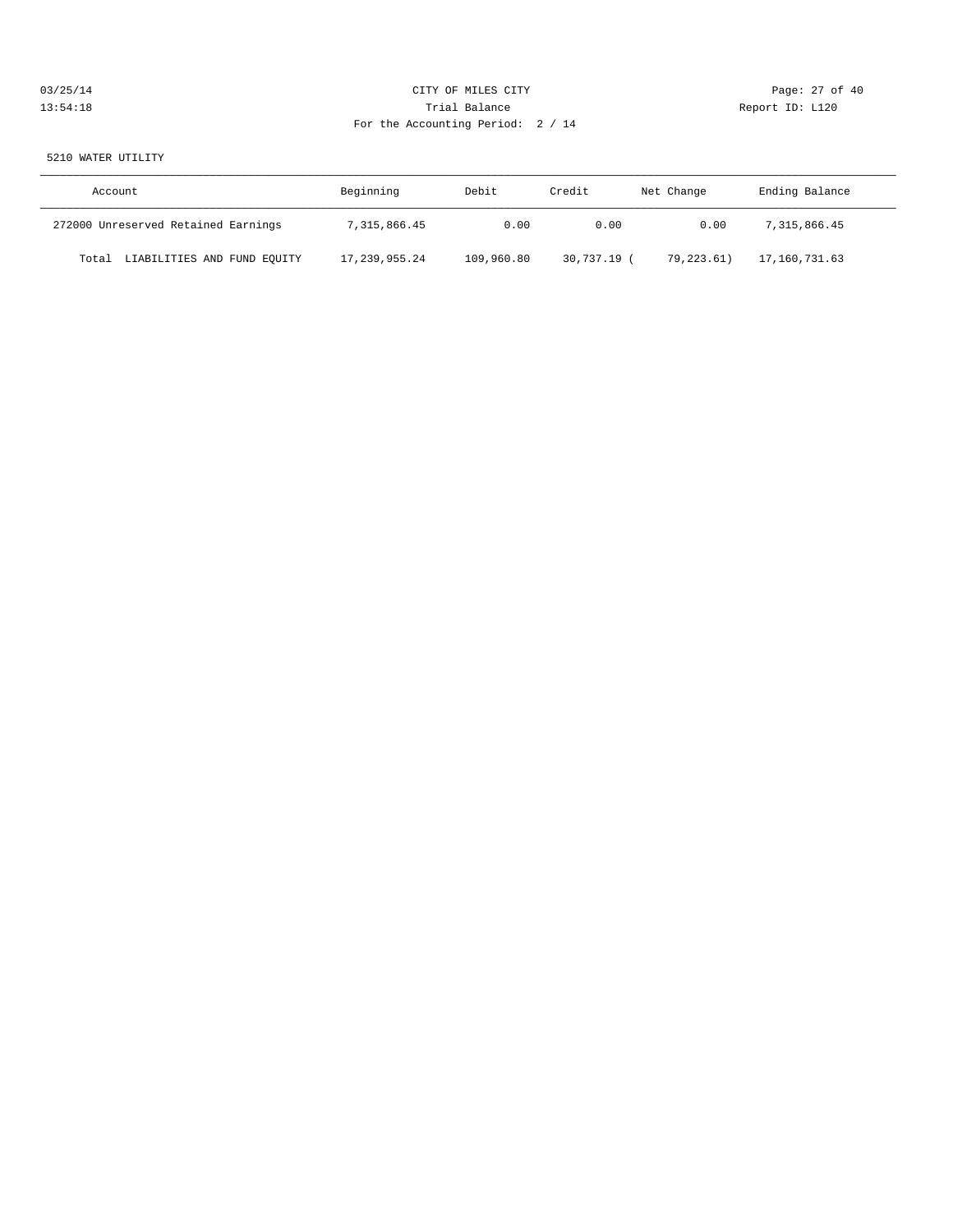CITY OF MILES CITY

Trial Balance

For the Accounting Period: 2 / 14

03/25/14
13:54:18

Report ID: L120

5210 WATER UTILITY

| Account | Beginning | Debit | Credit | Net Change | Ending Balance |
|---|---|---|---|---|---|
| 272000 Unreserved Retained Earnings | 7,315,866.45 | 0.00 | 0.00 | 0.00 | 7,315,866.45 |
| Total LIABILITIES AND FUND EQUITY | 17,239,955.24 | 109,960.80 | 30,737.19 | ( 79,223.61) | 17,160,731.63 |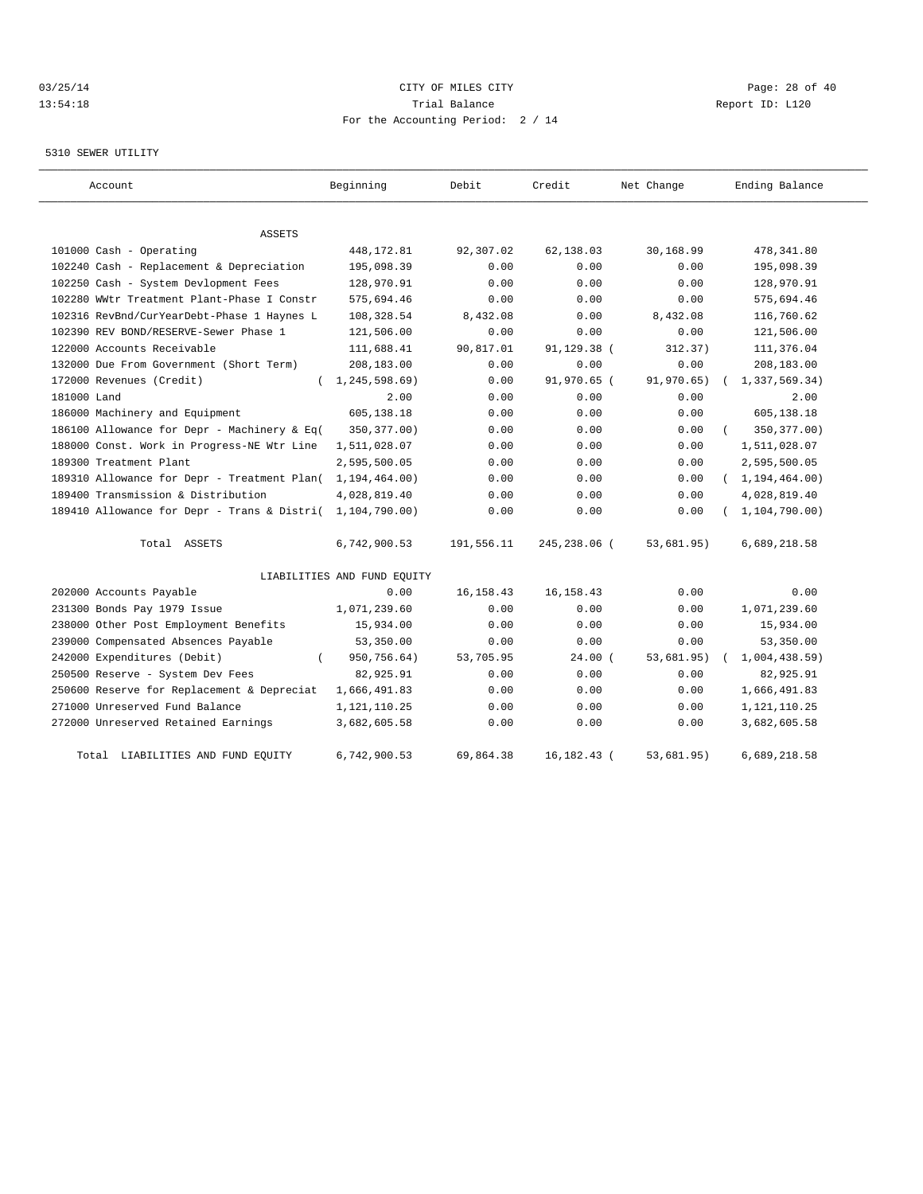CITY OF MILES CITY
Trial Balance
For the Accounting Period: 2 / 14

03/25/14
13:54:18

Report ID: L120

5310 SEWER UTILITY

| Account | Beginning | Debit | Credit | Net Change | Ending Balance |
|---|---|---|---|---|---|
| ASSETS | | | | | |
| 101000 Cash - Operating | 448,172.81 | 92,307.02 | 62,138.03 | 30,168.99 | 478,341.80 |
| 102240 Cash - Replacement & Depreciation | 195,098.39 | 0.00 | 0.00 | 0.00 | 195,098.39 |
| 102250 Cash - System Devlopment Fees | 128,970.91 | 0.00 | 0.00 | 0.00 | 128,970.91 |
| 102280 WWtr Treatment Plant-Phase I Constr | 575,694.46 | 0.00 | 0.00 | 0.00 | 575,694.46 |
| 102316 RevBnd/CurYearDebt-Phase 1 Haynes L | 108,328.54 | 8,432.08 | 0.00 | 8,432.08 | 116,760.62 |
| 102390 REV BOND/RESERVE-Sewer Phase 1 | 121,506.00 | 0.00 | 0.00 | 0.00 | 121,506.00 |
| 122000 Accounts Receivable | 111,688.41 | 90,817.01 | 91,129.38 | ( 312.37) | 111,376.04 |
| 132000 Due From Government (Short Term) | 208,183.00 | 0.00 | 0.00 | 0.00 | 208,183.00 |
| 172000 Revenues (Credit) | ( 1,245,598.69) | 0.00 | 91,970.65 | ( 91,970.65) | ( 1,337,569.34) |
| 181000 Land | 2.00 | 0.00 | 0.00 | 0.00 | 2.00 |
| 186000 Machinery and Equipment | 605,138.18 | 0.00 | 0.00 | 0.00 | 605,138.18 |
| 186100 Allowance for Depr - Machinery & Eq( | 350,377.00) | 0.00 | 0.00 | 0.00 | ( 350,377.00) |
| 188000 Const. Work in Progress-NE Wtr Line | 1,511,028.07 | 0.00 | 0.00 | 0.00 | 1,511,028.07 |
| 189300 Treatment Plant | 2,595,500.05 | 0.00 | 0.00 | 0.00 | 2,595,500.05 |
| 189310 Allowance for Depr - Treatment Plan( | 1,194,464.00) | 0.00 | 0.00 | 0.00 | ( 1,194,464.00) |
| 189400 Transmission & Distribution | 4,028,819.40 | 0.00 | 0.00 | 0.00 | 4,028,819.40 |
| 189410 Allowance for Depr - Trans & Distri( | 1,104,790.00) | 0.00 | 0.00 | 0.00 | ( 1,104,790.00) |
| Total ASSETS | 6,742,900.53 | 191,556.11 | 245,238.06 | ( 53,681.95) | 6,689,218.58 |
| LIABILITIES AND FUND EQUITY | | | | | |
| 202000 Accounts Payable | 0.00 | 16,158.43 | 16,158.43 | 0.00 | 0.00 |
| 231300 Bonds Pay 1979 Issue | 1,071,239.60 | 0.00 | 0.00 | 0.00 | 1,071,239.60 |
| 238000 Other Post Employment Benefits | 15,934.00 | 0.00 | 0.00 | 0.00 | 15,934.00 |
| 239000 Compensated Absences Payable | 53,350.00 | 0.00 | 0.00 | 0.00 | 53,350.00 |
| 242000 Expenditures (Debit) | ( 950,756.64) | 53,705.95 | 24.00 | ( 53,681.95) | ( 1,004,438.59) |
| 250500 Reserve - System Dev Fees | 82,925.91 | 0.00 | 0.00 | 0.00 | 82,925.91 |
| 250600 Reserve for Replacement & Depreciat | 1,666,491.83 | 0.00 | 0.00 | 0.00 | 1,666,491.83 |
| 271000 Unreserved Fund Balance | 1,121,110.25 | 0.00 | 0.00 | 0.00 | 1,121,110.25 |
| 272000 Unreserved Retained Earnings | 3,682,605.58 | 0.00 | 0.00 | 0.00 | 3,682,605.58 |
| Total LIABILITIES AND FUND EQUITY | 6,742,900.53 | 69,864.38 | 16,182.43 | ( 53,681.95) | 6,689,218.58 |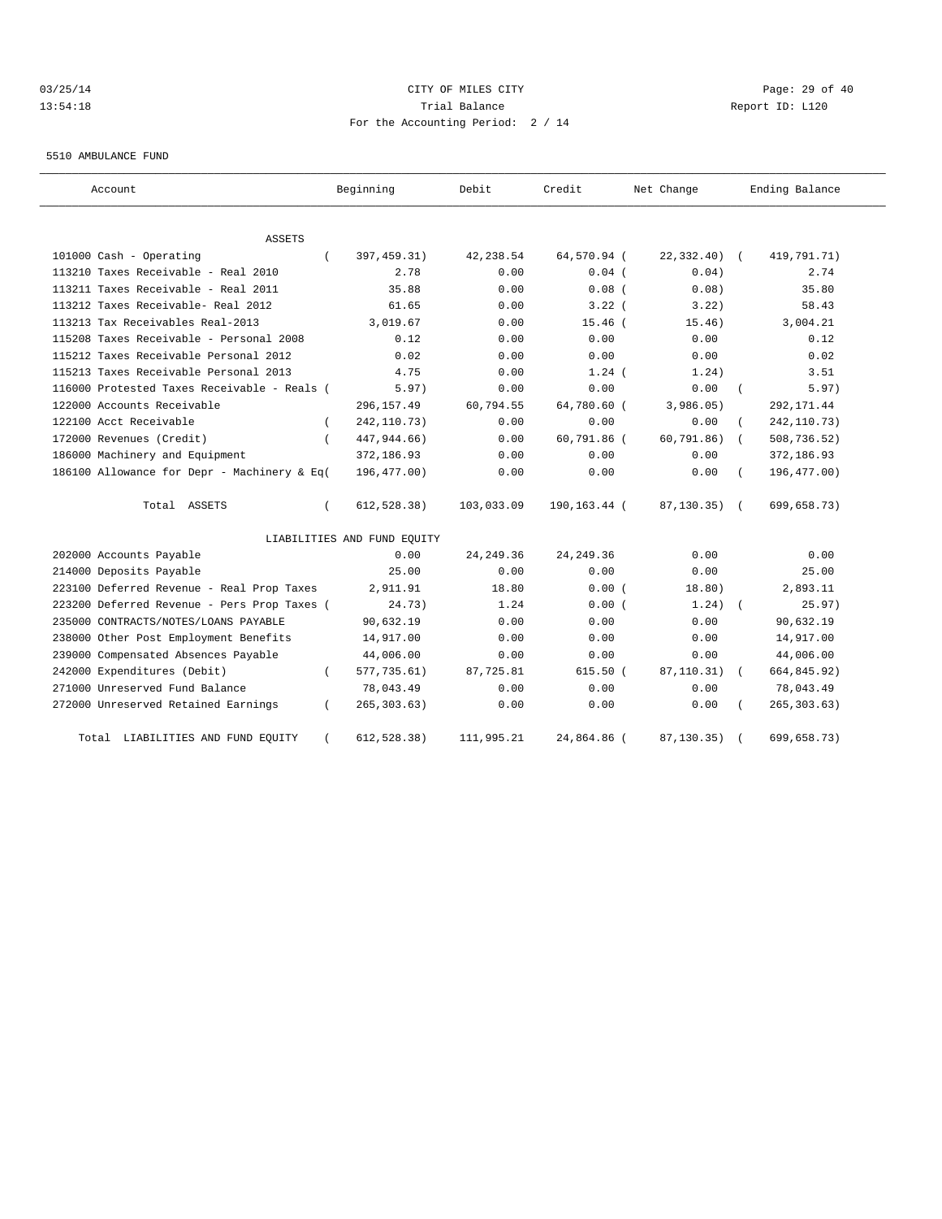CITY OF MILES CITY
Trial Balance
For the Accounting Period: 2 / 14

03/25/14
13:54:18

Report ID: L120

5510 AMBULANCE FUND

| Account | Beginning | Debit | Credit | Net Change | Ending Balance |
|---|---|---|---|---|---|
| ASSETS | | | | | |
| 101000 Cash - Operating | ( 397,459.31) | 42,238.54 | 64,570.94 | ( 22,332.40) | ( 419,791.71) |
| 113210 Taxes Receivable - Real 2010 | 2.78 | 0.00 | 0.04 | ( 0.04) | 2.74 |
| 113211 Taxes Receivable - Real 2011 | 35.88 | 0.00 | 0.08 | ( 0.08) | 35.80 |
| 113212 Taxes Receivable- Real 2012 | 61.65 | 0.00 | 3.22 | ( 3.22) | 58.43 |
| 113213 Tax Receivables Real-2013 | 3,019.67 | 0.00 | 15.46 | ( 15.46) | 3,004.21 |
| 115208 Taxes Receivable - Personal 2008 | 0.12 | 0.00 | 0.00 | 0.00 | 0.12 |
| 115212 Taxes Receivable Personal 2012 | 0.02 | 0.00 | 0.00 | 0.00 | 0.02 |
| 115213 Taxes Receivable Personal 2013 | 4.75 | 0.00 | 1.24 | ( 1.24) | 3.51 |
| 116000 Protested Taxes Receivable - Reals | ( 5.97) | 0.00 | 0.00 | 0.00 | ( 5.97) |
| 122000 Accounts Receivable | 296,157.49 | 60,794.55 | 64,780.60 | ( 3,986.05) | 292,171.44 |
| 122100 Acct Receivable | ( 242,110.73) | 0.00 | 0.00 | 0.00 | ( 242,110.73) |
| 172000 Revenues (Credit) | ( 447,944.66) | 0.00 | 60,791.86 | ( 60,791.86) | ( 508,736.52) |
| 186000 Machinery and Equipment | 372,186.93 | 0.00 | 0.00 | 0.00 | 372,186.93 |
| 186100 Allowance for Depr - Machinery & Eq | ( 196,477.00) | 0.00 | 0.00 | 0.00 | ( 196,477.00) |
| Total ASSETS | ( 612,528.38) | 103,033.09 | 190,163.44 | ( 87,130.35) | ( 699,658.73) |
| LIABILITIES AND FUND EQUITY | | | | | |
| 202000 Accounts Payable | 0.00 | 24,249.36 | 24,249.36 | 0.00 | 0.00 |
| 214000 Deposits Payable | 25.00 | 0.00 | 0.00 | 0.00 | 25.00 |
| 223100 Deferred Revenue - Real Prop Taxes | 2,911.91 | 18.80 | 0.00 | ( 18.80) | 2,893.11 |
| 223200 Deferred Revenue - Pers Prop Taxes | ( 24.73) | 1.24 | 0.00 | ( 1.24) | ( 25.97) |
| 235000 CONTRACTS/NOTES/LOANS PAYABLE | 90,632.19 | 0.00 | 0.00 | 0.00 | 90,632.19 |
| 238000 Other Post Employment Benefits | 14,917.00 | 0.00 | 0.00 | 0.00 | 14,917.00 |
| 239000 Compensated Absences Payable | 44,006.00 | 0.00 | 0.00 | 0.00 | 44,006.00 |
| 242000 Expenditures (Debit) | ( 577,735.61) | 87,725.81 | 615.50 | ( 87,110.31) | ( 664,845.92) |
| 271000 Unreserved Fund Balance | 78,043.49 | 0.00 | 0.00 | 0.00 | 78,043.49 |
| 272000 Unreserved Retained Earnings | ( 265,303.63) | 0.00 | 0.00 | 0.00 | ( 265,303.63) |
| Total LIABILITIES AND FUND EQUITY | ( 612,528.38) | 111,995.21 | 24,864.86 | ( 87,130.35) | ( 699,658.73) |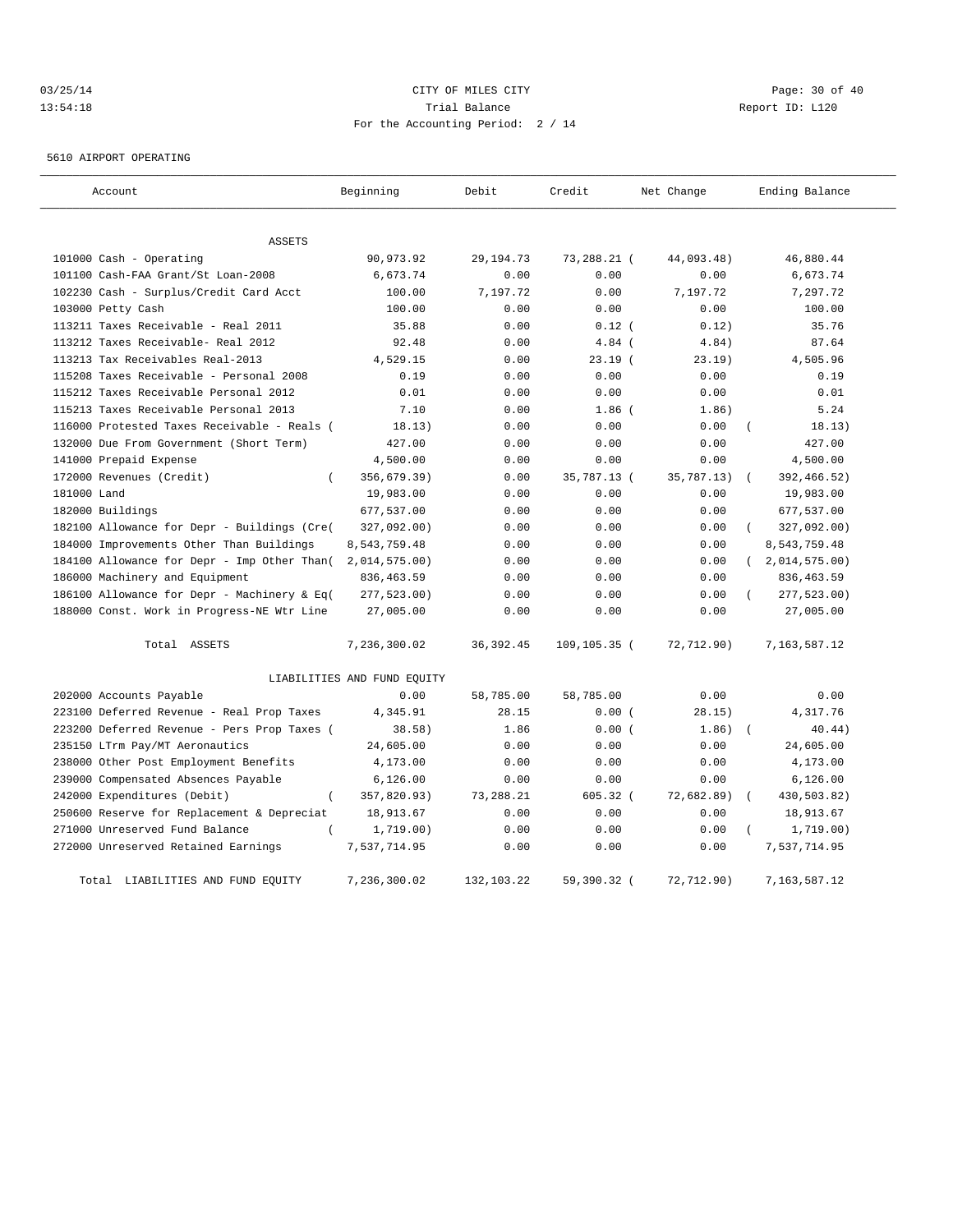CITY OF MILES CITY
Trial Balance
For the Accounting Period: 2 / 14

03/25/14
13:54:18

Report ID: L120

5610 AIRPORT OPERATING

| Account | Beginning | Debit | Credit | Net Change | Ending Balance |
|---|---|---|---|---|---|
| ASSETS | | | | | |
| 101000 Cash - Operating | 90,973.92 | 29,194.73 | 73,288.21 | ( 44,093.48) | 46,880.44 |
| 101100 Cash-FAA Grant/St Loan-2008 | 6,673.74 | 0.00 | 0.00 | 0.00 | 6,673.74 |
| 102230 Cash - Surplus/Credit Card Acct | 100.00 | 7,197.72 | 0.00 | 7,197.72 | 7,297.72 |
| 103000 Petty Cash | 100.00 | 0.00 | 0.00 | 0.00 | 100.00 |
| 113211 Taxes Receivable - Real 2011 | 35.88 | 0.00 | 0.12 | ( 0.12) | 35.76 |
| 113212 Taxes Receivable- Real 2012 | 92.48 | 0.00 | 4.84 | ( 4.84) | 87.64 |
| 113213 Tax Receivables Real-2013 | 4,529.15 | 0.00 | 23.19 | ( 23.19) | 4,505.96 |
| 115208 Taxes Receivable - Personal 2008 | 0.19 | 0.00 | 0.00 | 0.00 | 0.19 |
| 115212 Taxes Receivable Personal 2012 | 0.01 | 0.00 | 0.00 | 0.00 | 0.01 |
| 115213 Taxes Receivable Personal 2013 | 7.10 | 0.00 | 1.86 | ( 1.86) | 5.24 |
| 116000 Protested Taxes Receivable - Reals | ( 18.13) | 0.00 | 0.00 | 0.00 | ( 18.13) |
| 132000 Due From Government (Short Term) | 427.00 | 0.00 | 0.00 | 0.00 | 427.00 |
| 141000 Prepaid Expense | 4,500.00 | 0.00 | 0.00 | 0.00 | 4,500.00 |
| 172000 Revenues (Credit) | ( 356,679.39) | 0.00 | 35,787.13 | ( 35,787.13) | ( 392,466.52) |
| 181000 Land | 19,983.00 | 0.00 | 0.00 | 0.00 | 19,983.00 |
| 182000 Buildings | 677,537.00 | 0.00 | 0.00 | 0.00 | 677,537.00 |
| 182100 Allowance for Depr - Buildings (Cre | ( 327,092.00) | 0.00 | 0.00 | 0.00 | ( 327,092.00) |
| 184000 Improvements Other Than Buildings | 8,543,759.48 | 0.00 | 0.00 | 0.00 | 8,543,759.48 |
| 184100 Allowance for Depr - Imp Other Than | ( 2,014,575.00) | 0.00 | 0.00 | 0.00 | ( 2,014,575.00) |
| 186000 Machinery and Equipment | 836,463.59 | 0.00 | 0.00 | 0.00 | 836,463.59 |
| 186100 Allowance for Depr - Machinery & Eq | ( 277,523.00) | 0.00 | 0.00 | 0.00 | ( 277,523.00) |
| 188000 Const. Work in Progress-NE Wtr Line | 27,005.00 | 0.00 | 0.00 | 0.00 | 27,005.00 |
| Total ASSETS | 7,236,300.02 | 36,392.45 | 109,105.35 | ( 72,712.90) | 7,163,587.12 |
| LIABILITIES AND FUND EQUITY | | | | | |
| 202000 Accounts Payable | 0.00 | 58,785.00 | 58,785.00 | 0.00 | 0.00 |
| 223100 Deferred Revenue - Real Prop Taxes | 4,345.91 | 28.15 | 0.00 | ( 28.15) | 4,317.76 |
| 223200 Deferred Revenue - Pers Prop Taxes | ( 38.58) | 1.86 | 0.00 | ( 1.86) | ( 40.44) |
| 235150 LTrm Pay/MT Aeronautics | 24,605.00 | 0.00 | 0.00 | 0.00 | 24,605.00 |
| 238000 Other Post Employment Benefits | 4,173.00 | 0.00 | 0.00 | 0.00 | 4,173.00 |
| 239000 Compensated Absences Payable | 6,126.00 | 0.00 | 0.00 | 0.00 | 6,126.00 |
| 242000 Expenditures (Debit) | ( 357,820.93) | 73,288.21 | 605.32 | ( 72,682.89) | ( 430,503.82) |
| 250600 Reserve for Replacement & Depreciat | 18,913.67 | 0.00 | 0.00 | 0.00 | 18,913.67 |
| 271000 Unreserved Fund Balance | ( 1,719.00) | 0.00 | 0.00 | 0.00 | ( 1,719.00) |
| 272000 Unreserved Retained Earnings | 7,537,714.95 | 0.00 | 0.00 | 0.00 | 7,537,714.95 |
| Total LIABILITIES AND FUND EQUITY | 7,236,300.02 | 132,103.22 | 59,390.32 | ( 72,712.90) | 7,163,587.12 |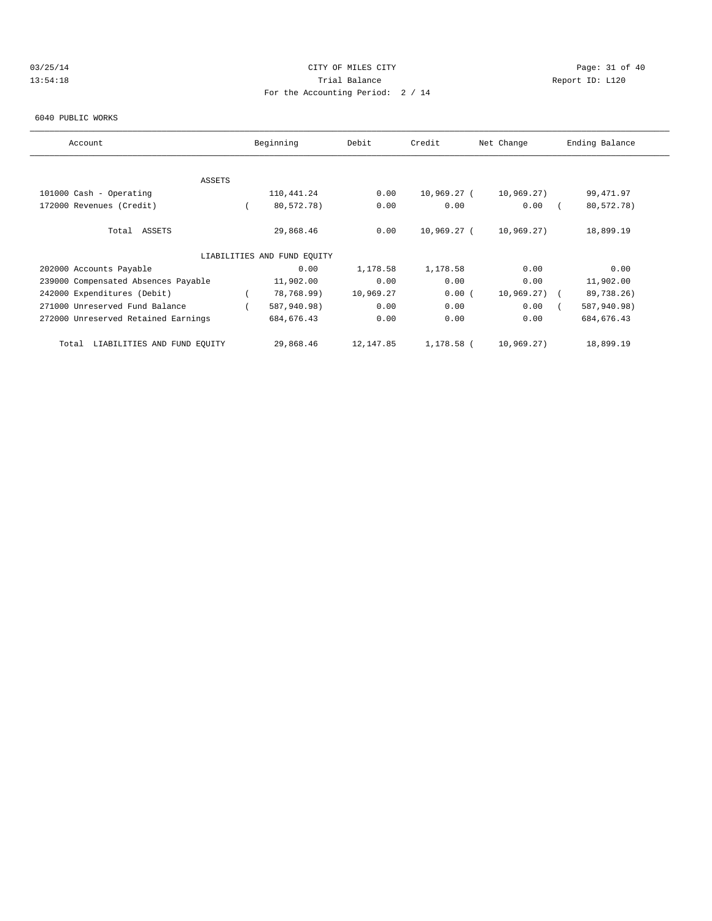CITY OF MILES CITY
Trial Balance
For the Accounting Period: 2 / 14

6040 PUBLIC WORKS

| Account | Beginning | Debit | Credit | Net Change | Ending Balance |
|---|---|---|---|---|---|
| ASSETS | | | | | |
| 101000 Cash - Operating | 110,441.24 | 0.00 | 10,969.27 | ( 10,969.27) | 99,471.97 |
| 172000 Revenues (Credit) | ( 80,572.78) | 0.00 | 0.00 | 0.00 | ( 80,572.78) |
| Total ASSETS | 29,868.46 | 0.00 | 10,969.27 | ( 10,969.27) | 18,899.19 |
| LIABILITIES AND FUND EQUITY | | | | | |
| 202000 Accounts Payable | 0.00 | 1,178.58 | 1,178.58 | 0.00 | 0.00 |
| 239000 Compensated Absences Payable | 11,902.00 | 0.00 | 0.00 | 0.00 | 11,902.00 |
| 242000 Expenditures (Debit) | ( 78,768.99) | 10,969.27 | 0.00 | ( 10,969.27) | ( 89,738.26) |
| 271000 Unreserved Fund Balance | ( 587,940.98) | 0.00 | 0.00 | 0.00 | ( 587,940.98) |
| 272000 Unreserved Retained Earnings | 684,676.43 | 0.00 | 0.00 | 0.00 | 684,676.43 |
| Total LIABILITIES AND FUND EQUITY | 29,868.46 | 12,147.85 | 1,178.58 | ( 10,969.27) | 18,899.19 |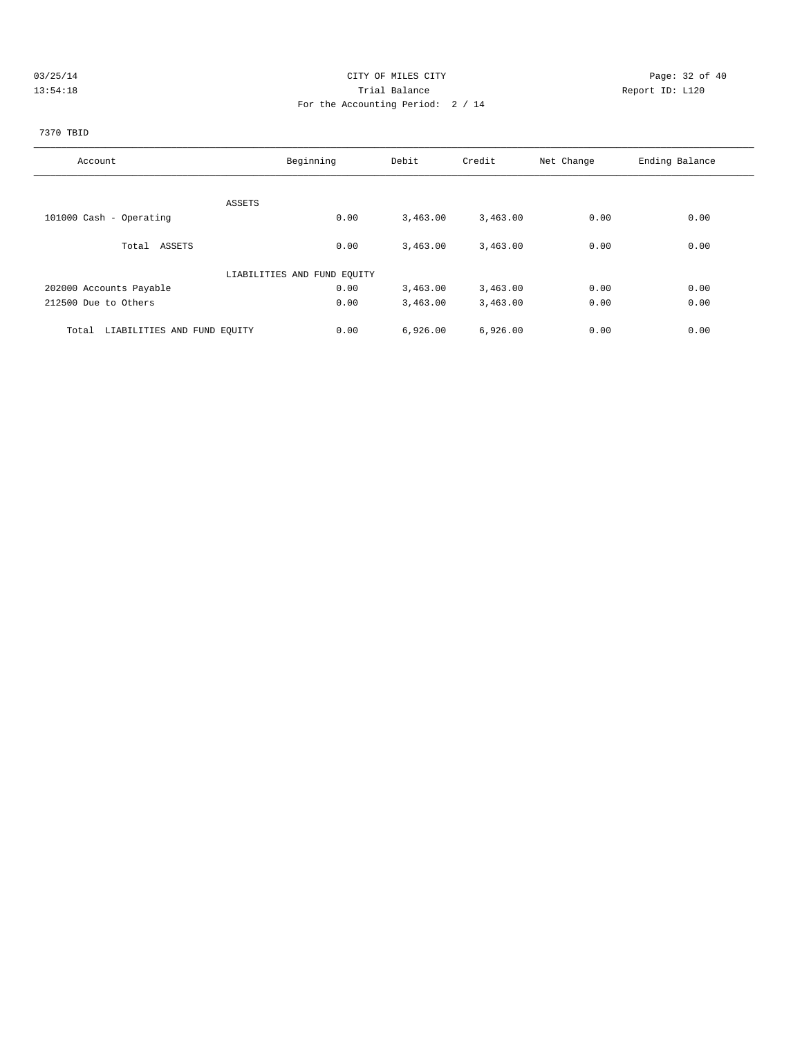CITY OF MILES CITY
Trial Balance
For the Accounting Period: 2 / 14

03/25/14
13:54:18

Report ID: L120

7370 TBID

| Account | Beginning | Debit | Credit | Net Change | Ending Balance |
|---|---|---|---|---|---|
| ASSETS | | | | | |
| 101000 Cash - Operating | 0.00 | 3,463.00 | 3,463.00 | 0.00 | 0.00 |
| Total ASSETS | 0.00 | 3,463.00 | 3,463.00 | 0.00 | 0.00 |
| LIABILITIES AND FUND EQUITY | | | | | |
| 202000 Accounts Payable | 0.00 | 3,463.00 | 3,463.00 | 0.00 | 0.00 |
| 212500 Due to Others | 0.00 | 3,463.00 | 3,463.00 | 0.00 | 0.00 |
| Total LIABILITIES AND FUND EQUITY | 0.00 | 6,926.00 | 6,926.00 | 0.00 | 0.00 |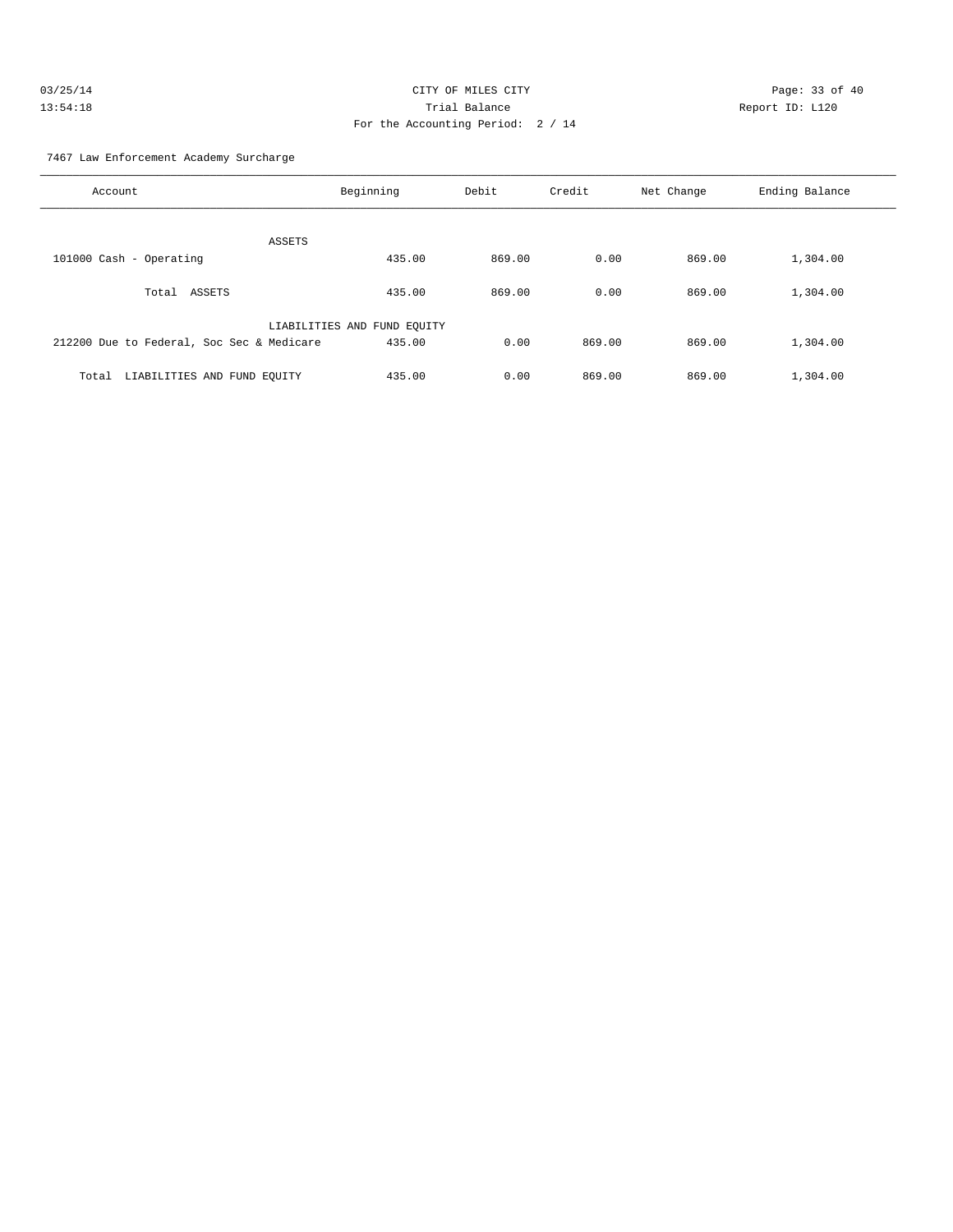CITY OF MILES CITY
Trial Balance
For the Accounting Period: 2 / 14

03/25/14
13:54:18

Report ID: L120

7467 Law Enforcement Academy Surcharge

| Account | Beginning | Debit | Credit | Net Change | Ending Balance |
|---|---|---|---|---|---|
| ASSETS | | | | | |
| 101000 Cash - Operating | 435.00 | 869.00 | 0.00 | 869.00 | 1,304.00 |
| Total ASSETS | 435.00 | 869.00 | 0.00 | 869.00 | 1,304.00 |
| LIABILITIES AND FUND EQUITY | | | | | |
| 212200 Due to Federal, Soc Sec & Medicare | 435.00 | 0.00 | 869.00 | 869.00 | 1,304.00 |
| Total LIABILITIES AND FUND EQUITY | 435.00 | 0.00 | 869.00 | 869.00 | 1,304.00 |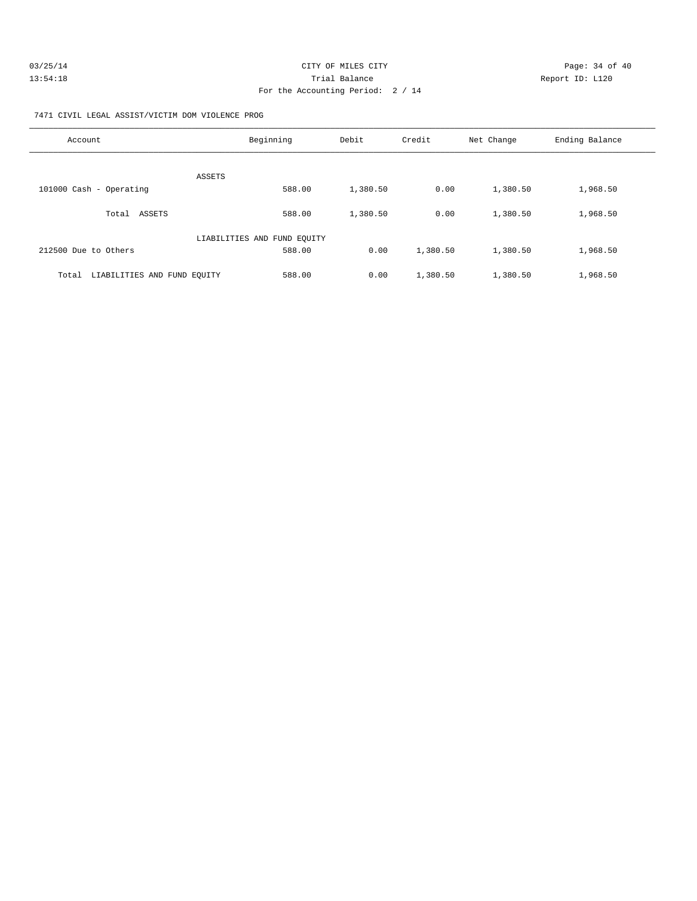CITY OF MILES CITY
Trial Balance
For the Accounting Period: 2 / 14

03/25/14
13:54:18

Report ID: L120

7471 CIVIL LEGAL ASSIST/VICTIM DOM VIOLENCE PROG

| Account | Beginning | Debit | Credit | Net Change | Ending Balance |
|---|---|---|---|---|---|
| ASSETS | | | | | |
| 101000 Cash - Operating | 588.00 | 1,380.50 | 0.00 | 1,380.50 | 1,968.50 |
| Total ASSETS | 588.00 | 1,380.50 | 0.00 | 1,380.50 | 1,968.50 |
| LIABILITIES AND FUND EQUITY | | | | | |
| 212500 Due to Others | 588.00 | 0.00 | 1,380.50 | 1,380.50 | 1,968.50 |
| Total LIABILITIES AND FUND EQUITY | 588.00 | 0.00 | 1,380.50 | 1,380.50 | 1,968.50 |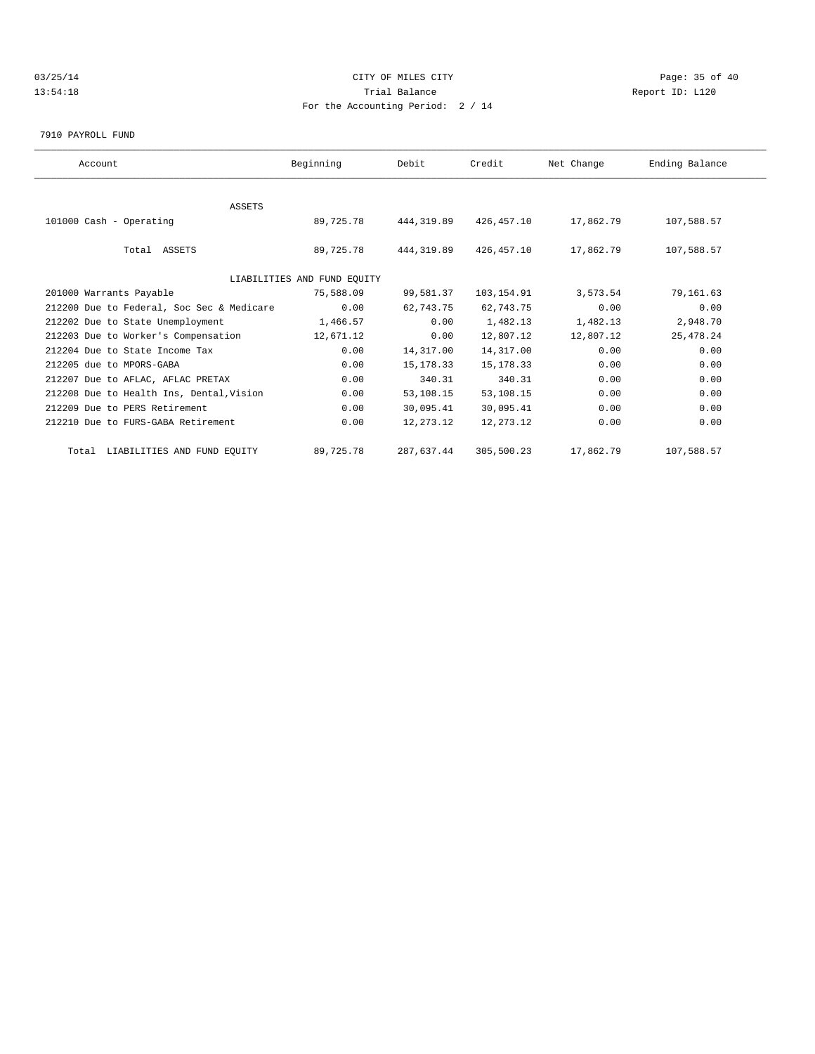# CITY OF MILES CITY

Trial Balance

For the Accounting Period: 2 / 14

03/25/14
13:54:18

Report ID: L120

7910 PAYROLL FUND

| Account | Beginning | Debit | Credit | Net Change | Ending Balance |
|---|---|---|---|---|---|
| ASSETS | | | | | |
| 101000 Cash - Operating | 89,725.78 | 444,319.89 | 426,457.10 | 17,862.79 | 107,588.57 |
| Total ASSETS | 89,725.78 | 444,319.89 | 426,457.10 | 17,862.79 | 107,588.57 |
| LIABILITIES AND FUND EQUITY | | | | | |
| 201000 Warrants Payable | 75,588.09 | 99,581.37 | 103,154.91 | 3,573.54 | 79,161.63 |
| 212200 Due to Federal, Soc Sec & Medicare | 0.00 | 62,743.75 | 62,743.75 | 0.00 | 0.00 |
| 212202 Due to State Unemployment | 1,466.57 | 0.00 | 1,482.13 | 1,482.13 | 2,948.70 |
| 212203 Due to Worker's Compensation | 12,671.12 | 0.00 | 12,807.12 | 12,807.12 | 25,478.24 |
| 212204 Due to State Income Tax | 0.00 | 14,317.00 | 14,317.00 | 0.00 | 0.00 |
| 212205 due to MPORS-GABA | 0.00 | 15,178.33 | 15,178.33 | 0.00 | 0.00 |
| 212207 Due to AFLAC, AFLAC PRETAX | 0.00 | 340.31 | 340.31 | 0.00 | 0.00 |
| 212208 Due to Health Ins, Dental,Vision | 0.00 | 53,108.15 | 53,108.15 | 0.00 | 0.00 |
| 212209 Due to PERS Retirement | 0.00 | 30,095.41 | 30,095.41 | 0.00 | 0.00 |
| 212210 Due to FURS-GABA Retirement | 0.00 | 12,273.12 | 12,273.12 | 0.00 | 0.00 |
| Total LIABILITIES AND FUND EQUITY | 89,725.78 | 287,637.44 | 305,500.23 | 17,862.79 | 107,588.57 |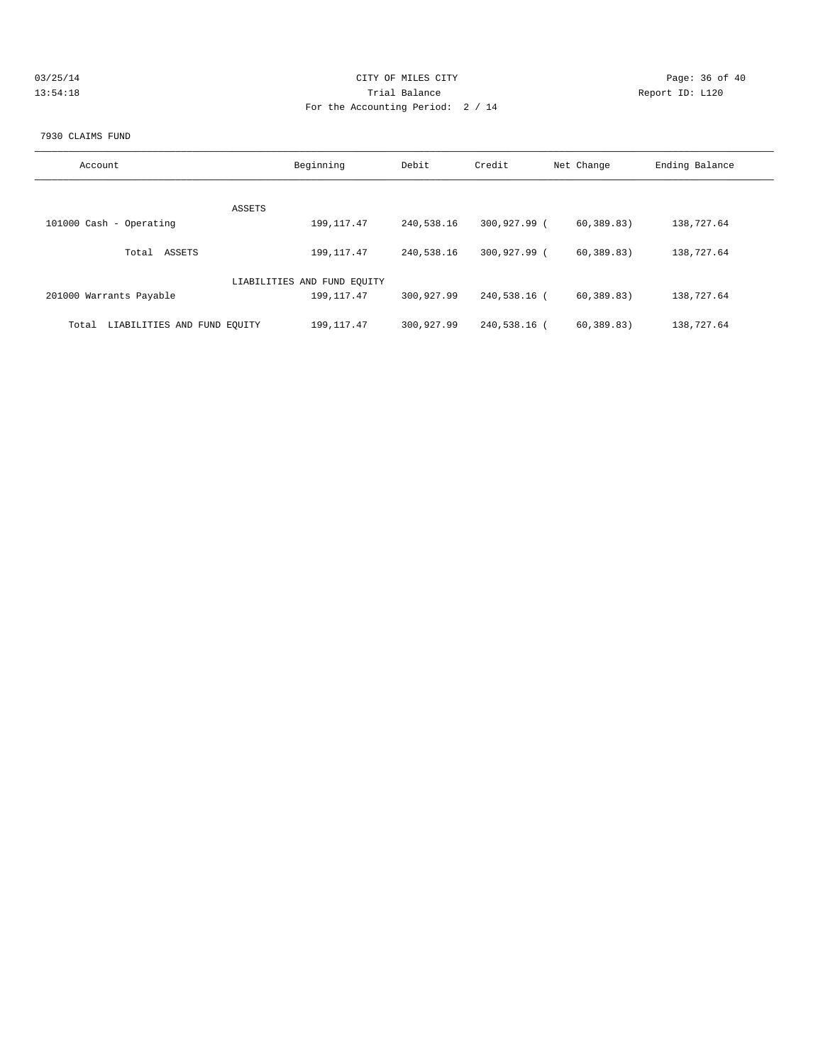CITY OF MILES CITY

Trial Balance

For the Accounting Period: 2 / 14

03/25/14 13:54:18 Report ID: L120

7930 CLAIMS FUND

| Account | Beginning | Debit | Credit | Net Change | Ending Balance |
|---|---|---|---|---|---|
| ASSETS | | | | | |
| 101000 Cash - Operating | 199,117.47 | 240,538.16 | 300,927.99 | ( 60,389.83) | 138,727.64 |
| Total ASSETS | 199,117.47 | 240,538.16 | 300,927.99 | ( 60,389.83) | 138,727.64 |
| LIABILITIES AND FUND EQUITY | | | | | |
| 201000 Warrants Payable | 199,117.47 | 300,927.99 | 240,538.16 | ( 60,389.83) | 138,727.64 |
| Total LIABILITIES AND FUND EQUITY | 199,117.47 | 300,927.99 | 240,538.16 | ( 60,389.83) | 138,727.64 |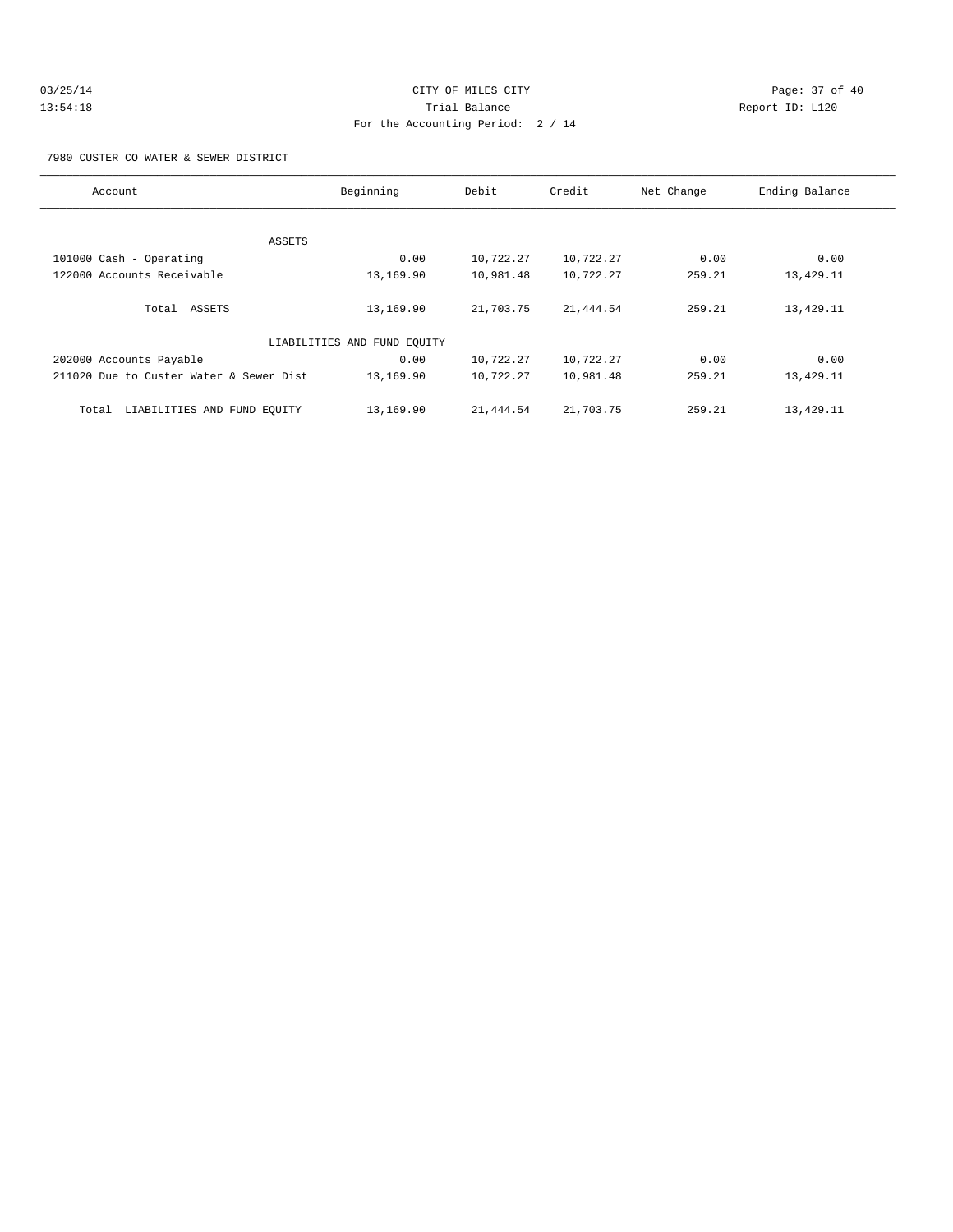CITY OF MILES CITY
Trial Balance
For the Accounting Period: 2 / 14

03/25/14
13:54:18
Report ID: L120

7980 CUSTER CO WATER & SEWER DISTRICT

| Account | Beginning | Debit | Credit | Net Change | Ending Balance |
|---|---|---|---|---|---|
| ASSETS | | | | | |
| 101000 Cash - Operating | 0.00 | 10,722.27 | 10,722.27 | 0.00 | 0.00 |
| 122000 Accounts Receivable | 13,169.90 | 10,981.48 | 10,722.27 | 259.21 | 13,429.11 |
| Total ASSETS | 13,169.90 | 21,703.75 | 21,444.54 | 259.21 | 13,429.11 |
| LIABILITIES AND FUND EQUITY | | | | | |
| 202000 Accounts Payable | 0.00 | 10,722.27 | 10,722.27 | 0.00 | 0.00 |
| 211020 Due to Custer Water & Sewer Dist | 13,169.90 | 10,722.27 | 10,981.48 | 259.21 | 13,429.11 |
| Total LIABILITIES AND FUND EQUITY | 13,169.90 | 21,444.54 | 21,703.75 | 259.21 | 13,429.11 |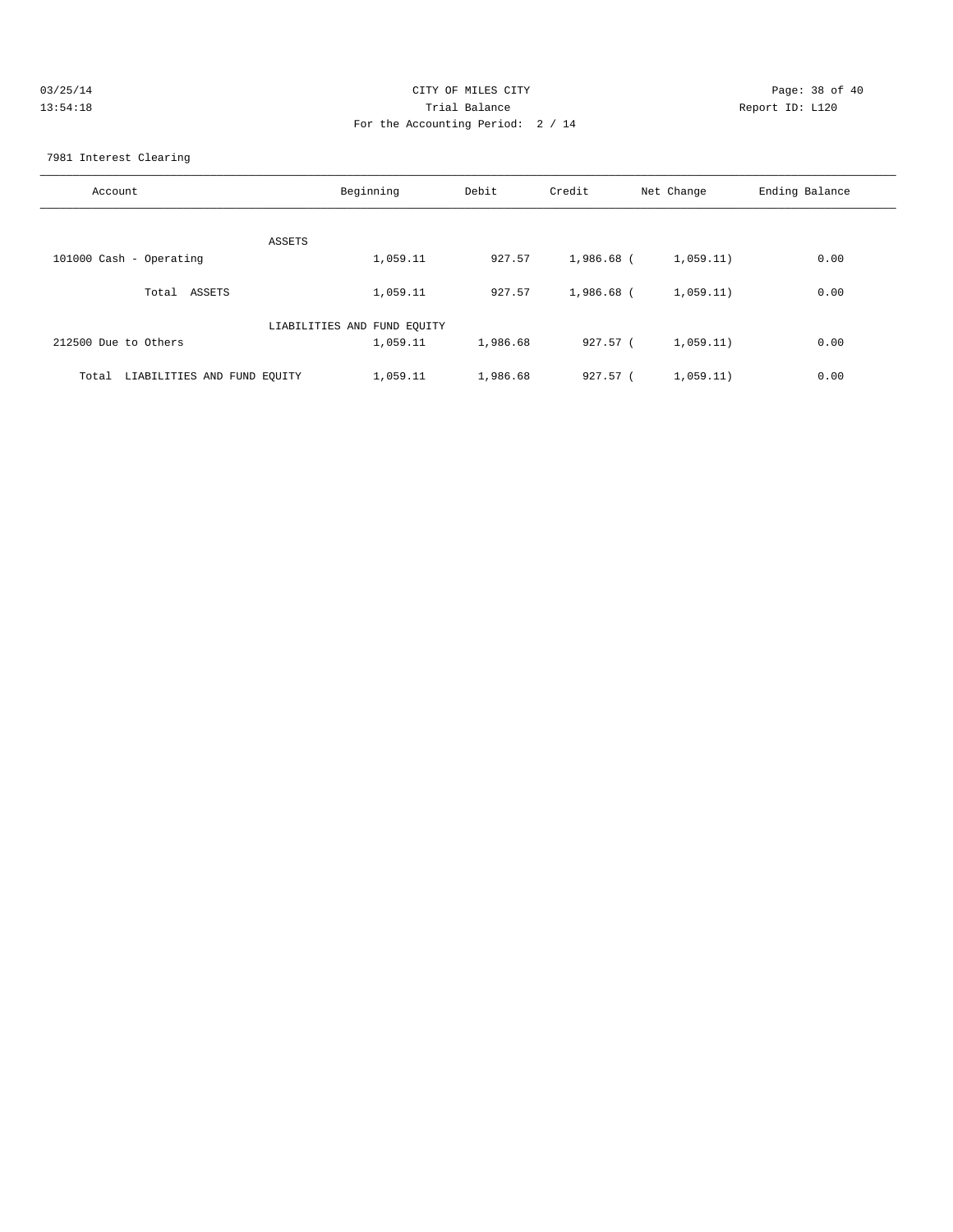CITY OF MILES CITY

Trial Balance

For the Accounting Period: 2 / 14

03/25/14
13:54:18

Report ID: L120

7981 Interest Clearing

| Account | Beginning | Debit | Credit | Net Change | Ending Balance |
|---|---|---|---|---|---|
| ASSETS | | | | | |
| 101000 Cash - Operating | 1,059.11 | 927.57 | 1,986.68 | ( 1,059.11) | 0.00 |
| Total ASSETS | 1,059.11 | 927.57 | 1,986.68 | ( 1,059.11) | 0.00 |
| LIABILITIES AND FUND EQUITY | | | | | |
| 212500 Due to Others | 1,059.11 | 1,986.68 | 927.57 | ( 1,059.11) | 0.00 |
| Total LIABILITIES AND FUND EQUITY | 1,059.11 | 1,986.68 | 927.57 | ( 1,059.11) | 0.00 |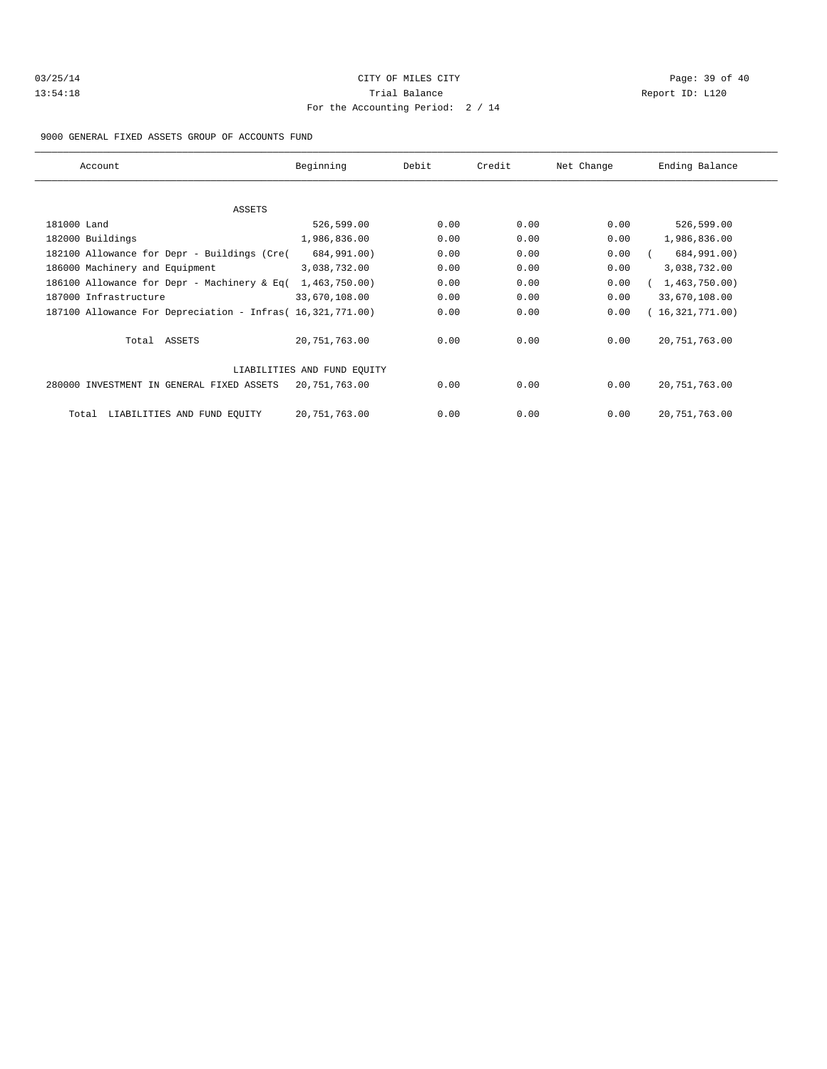CITY OF MILES CITY
Trial Balance
For the Accounting Period: 2 / 14

03/25/14
13:54:18

Report ID: L120

9000 GENERAL FIXED ASSETS GROUP OF ACCOUNTS FUND

| Account | Beginning | Debit | Credit | Net Change | Ending Balance |
|---|---|---|---|---|---|
| ASSETS | | | | | |
| 181000 Land | 526,599.00 | 0.00 | 0.00 | 0.00 | 526,599.00 |
| 182000 Buildings | 1,986,836.00 | 0.00 | 0.00 | 0.00 | 1,986,836.00 |
| 182100 Allowance for Depr - Buildings (Cre( | 684,991.00) | 0.00 | 0.00 | 0.00 | ( 684,991.00) |
| 186000 Machinery and Equipment | 3,038,732.00 | 0.00 | 0.00 | 0.00 | 3,038,732.00 |
| 186100 Allowance for Depr - Machinery & Eq( | 1,463,750.00) | 0.00 | 0.00 | 0.00 | ( 1,463,750.00) |
| 187000 Infrastructure | 33,670,108.00 | 0.00 | 0.00 | 0.00 | 33,670,108.00 |
| 187100 Allowance For Depreciation - Infras( | 16,321,771.00) | 0.00 | 0.00 | 0.00 | ( 16,321,771.00) |
| Total ASSETS | 20,751,763.00 | 0.00 | 0.00 | 0.00 | 20,751,763.00 |
| LIABILITIES AND FUND EQUITY | | | | | |
| 280000 INVESTMENT IN GENERAL FIXED ASSETS | 20,751,763.00 | 0.00 | 0.00 | 0.00 | 20,751,763.00 |
| Total LIABILITIES AND FUND EQUITY | 20,751,763.00 | 0.00 | 0.00 | 0.00 | 20,751,763.00 |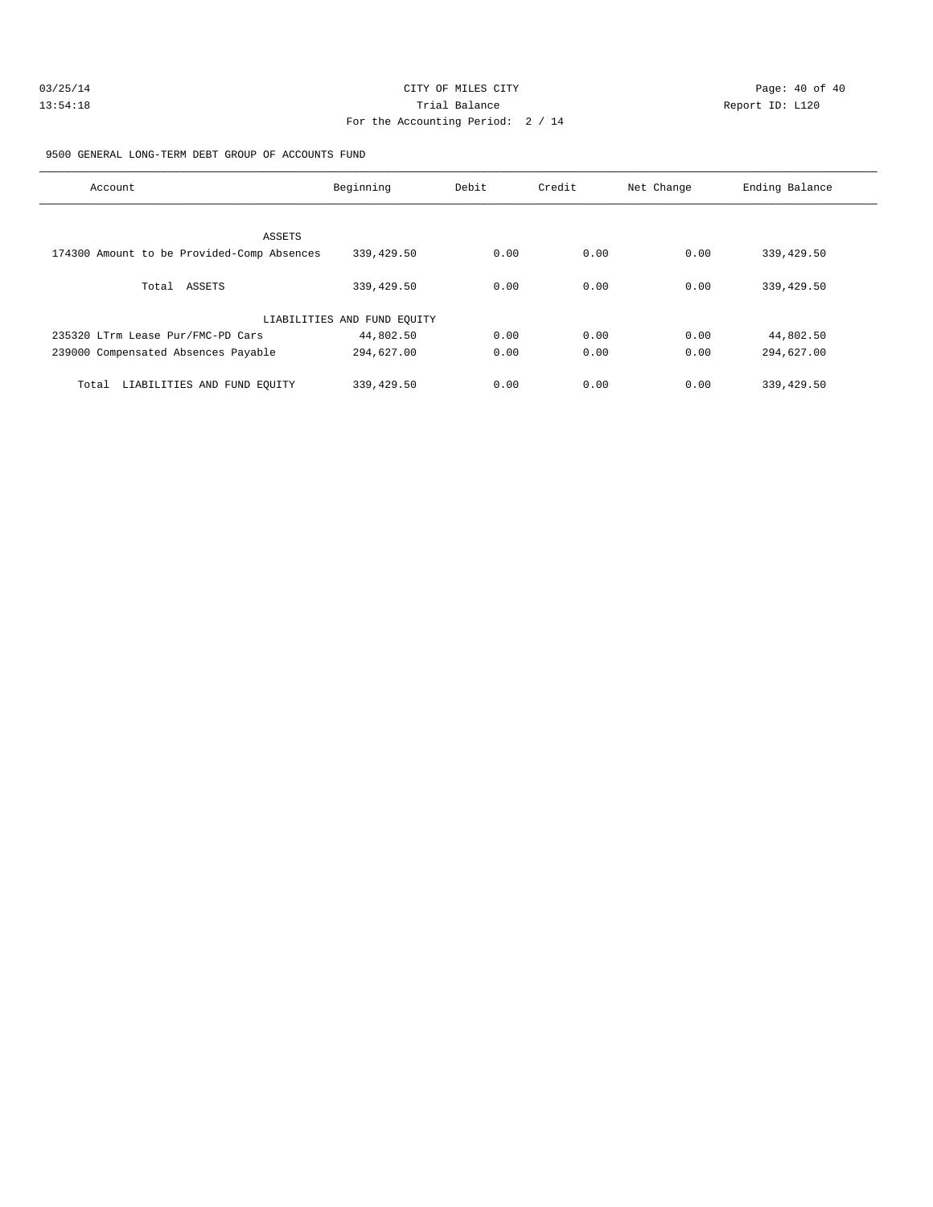CITY OF MILES CITY
Trial Balance
For the Accounting Period: 2 / 14

03/25/14
13:54:18

Report ID: L120

9500 GENERAL LONG-TERM DEBT GROUP OF ACCOUNTS FUND

| Account | Beginning | Debit | Credit | Net Change | Ending Balance |
|---|---|---|---|---|---|
| ASSETS | | | | | |
| 174300 Amount to be Provided-Comp Absences | 339,429.50 | 0.00 | 0.00 | 0.00 | 339,429.50 |
| Total ASSETS | 339,429.50 | 0.00 | 0.00 | 0.00 | 339,429.50 |
| LIABILITIES AND FUND EQUITY | | | | | |
| 235320 LTrm Lease Pur/FMC-PD Cars | 44,802.50 | 0.00 | 0.00 | 0.00 | 44,802.50 |
| 239000 Compensated Absences Payable | 294,627.00 | 0.00 | 0.00 | 0.00 | 294,627.00 |
| Total LIABILITIES AND FUND EQUITY | 339,429.50 | 0.00 | 0.00 | 0.00 | 339,429.50 |